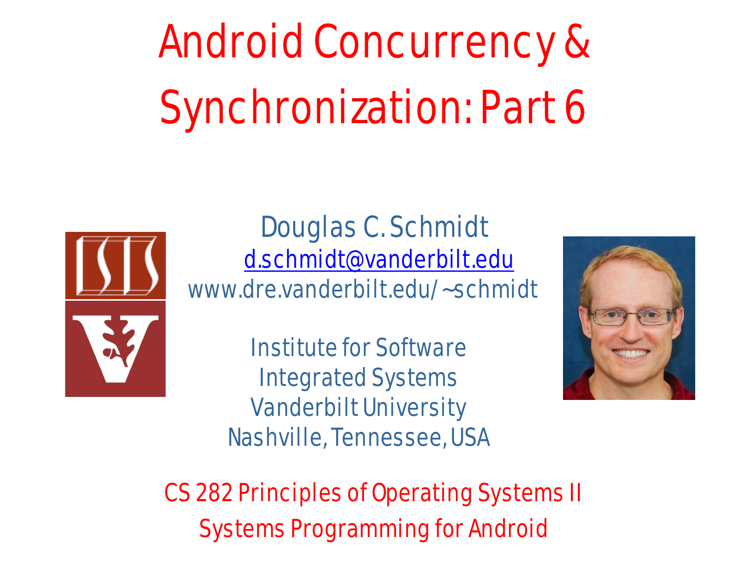# Android Concurrency & Synchronization: Part 6

Douglas C. Schmidt

d.schmidt@vanderbilt.edu

www.dre.vanderbilt.edu/~schmidt

Institute for Software Integrated Systems

Vanderbilt University

Nashville, Tennessee, USA

CS 282 Principles of Operating Systems II

Systems Programming for Android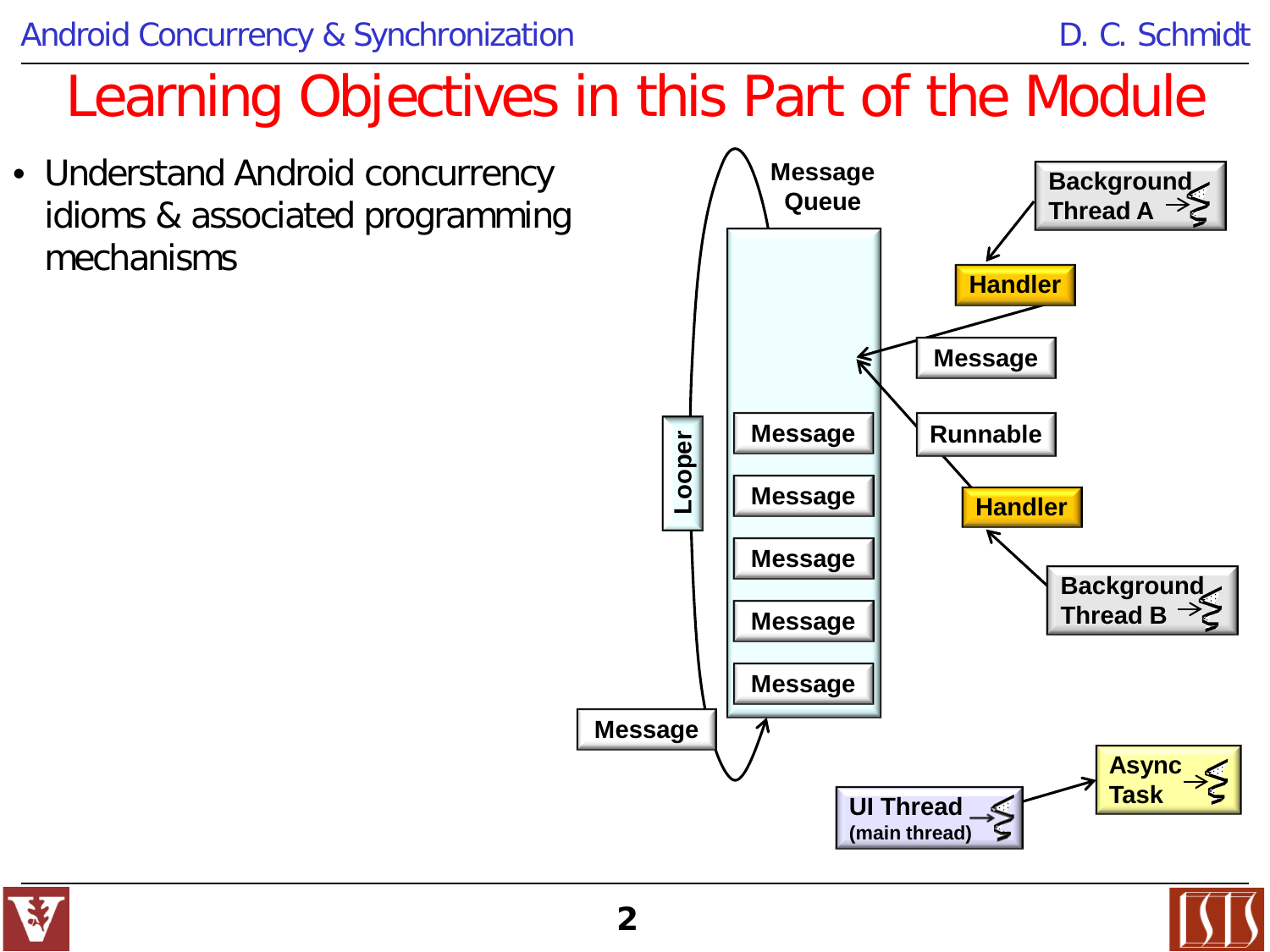# Learning Objectives in this Part of the Module

- Understand Android concurrency idioms & associated programming mechanisms

Message Queue

Looper

Message

Message

Message

Message

Message

Message

Background Thread A

Handler

Message

Runnable

Handler

Background Thread B

UI Thread (main thread)

Async Task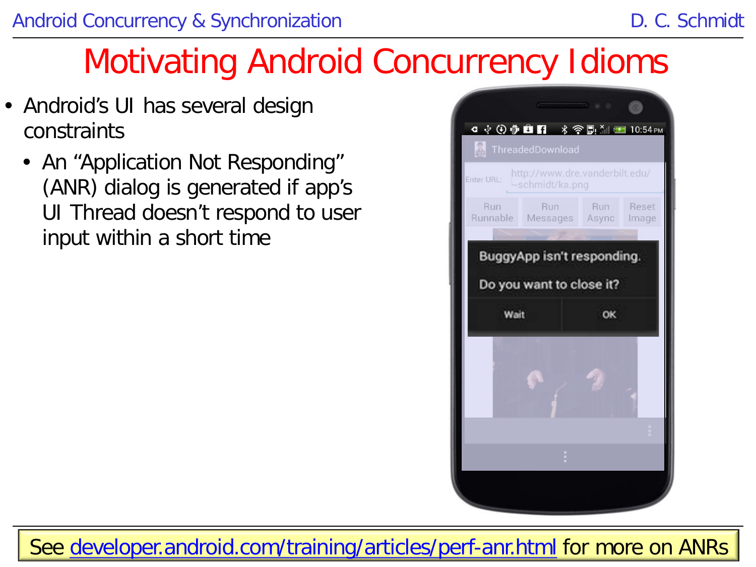# Motivating Android Concurrency Idioms

- Android's UI has several design constraints
  - An "Application Not Responding" (ANR) dialog is generated if app's UI Thread doesn't respond to user input within a short time

See developer.android.com/training/articles/perf-anr.html for more on ANRs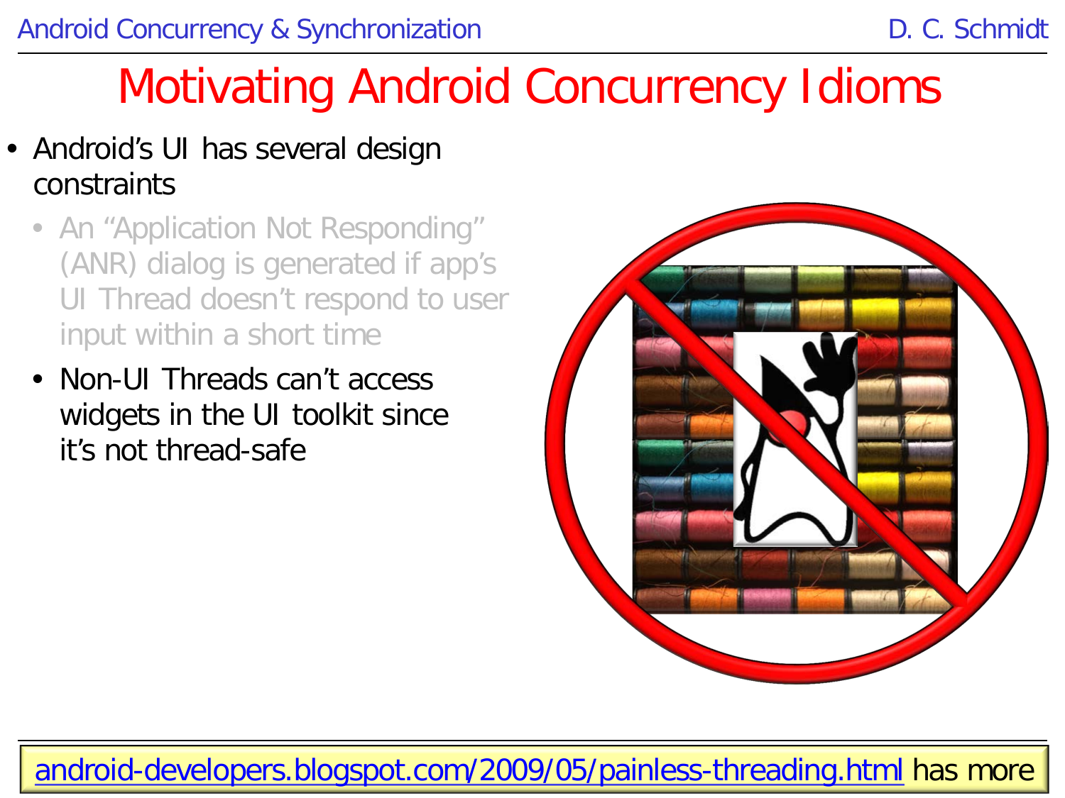# Motivating Android Concurrency Idioms

- Android's UI has several design constraints
  - An "Application Not Responding" (ANR) dialog is generated if app's UI Thread doesn't respond to user input within a short time
  - Non-UI Threads can't access widgets in the UI toolkit since it's not thread-safe

android-developers.blogspot.com/2009/05/painless-threading.html has more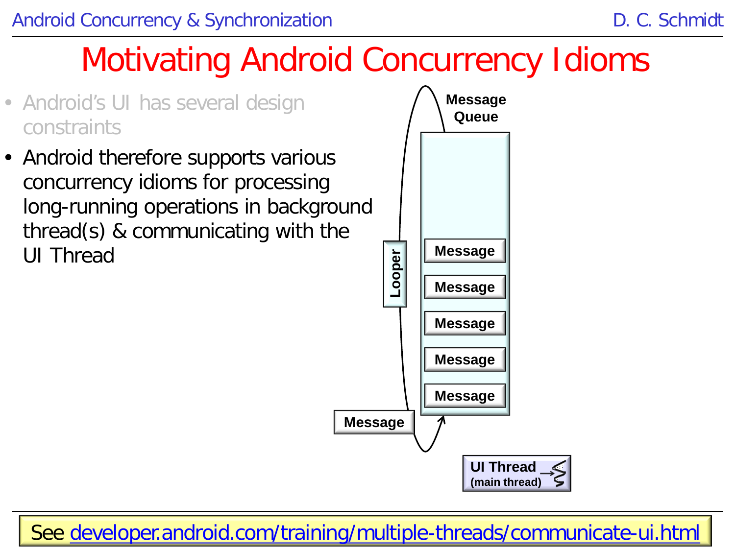# Motivating Android Concurrency Idioms

- Android's UI has several design constraints
- Android therefore supports various concurrency idioms for processing long-running operations in background thread(s) & communicating with the UI Thread

See developer.android.com/training/multiple-threads/communicate-ui.html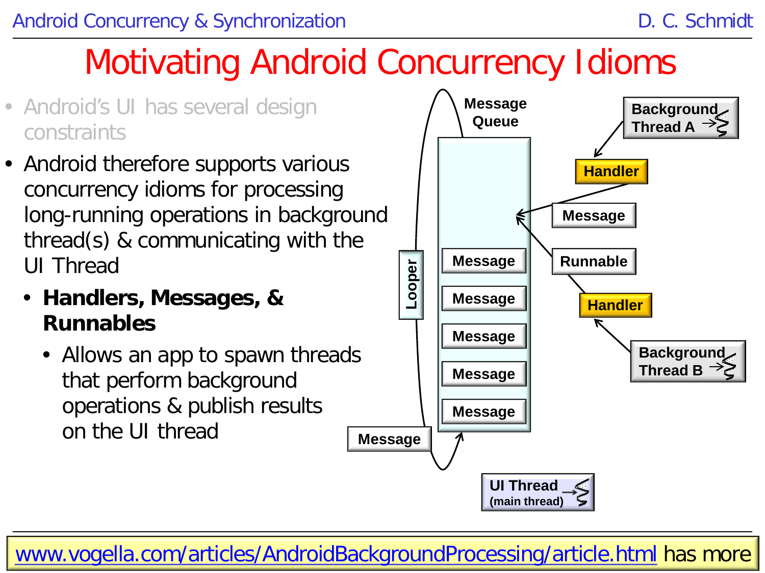# Motivating Android Concurrency Idioms

- Android's UI has several design constraints
- Android therefore supports various concurrency idioms for processing long-running operations in background thread(s) & communicating with the UI Thread
  - **Handlers, Messages, & Runnables**
    - Allows an app to spawn threads that perform background operations & publish results on the UI thread

Message Queue

Background Thread A

Handler

Message

Runnable

Handler

Background Thread B

Looper

Message

Message

Message

Message

Message

Message

UI Thread (main thread)

www.vogella.com/articles/AndroidBackgroundProcessing/article.html has more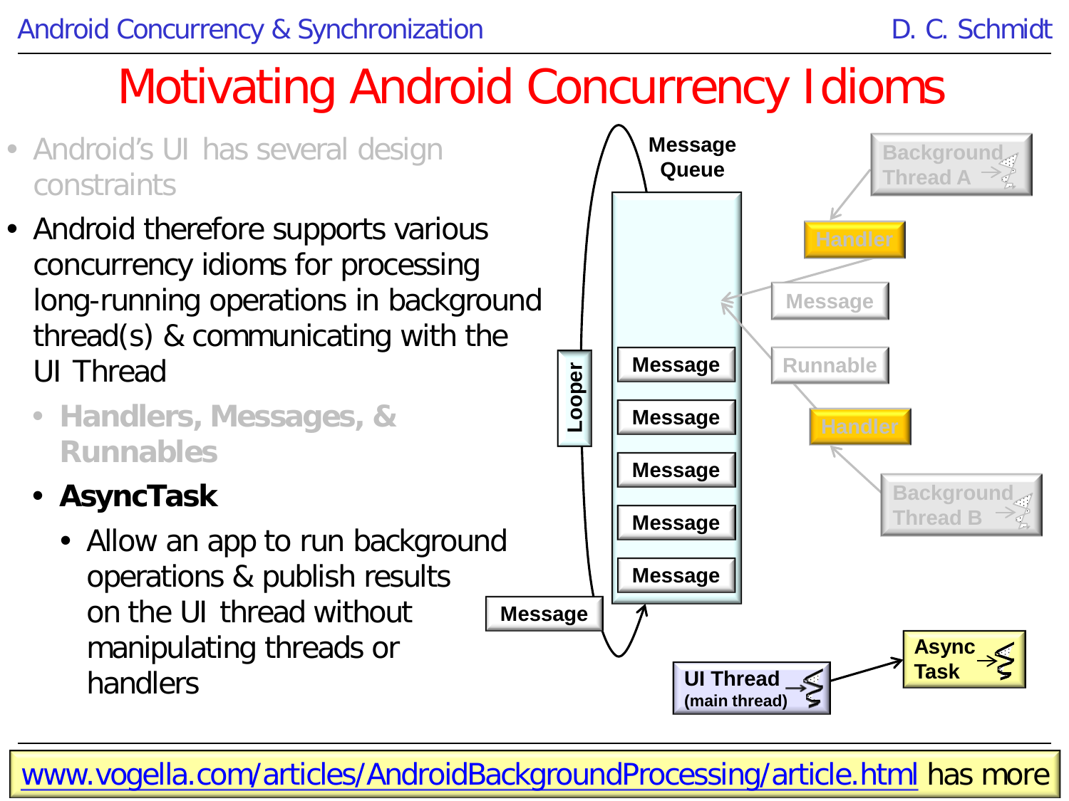# Motivating Android Concurrency Idioms

- Android's UI has several design constraints
- Android therefore supports various concurrency idioms for processing long-running operations in background thread(s) & communicating with the UI Thread
  - **Handlers, Messages, & Runnables**
  - **AsyncTask**
    - Allow an app to run background operations & publish results on the UI thread without manipulating threads or handlers

www.vogella.com/articles/AndroidBackgroundProcessing/article.html has more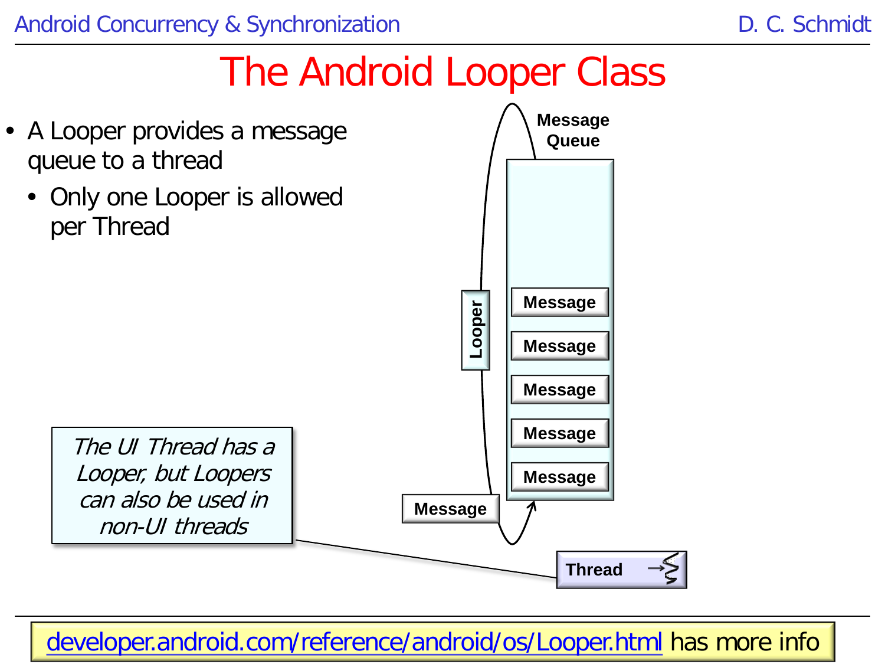# The Android Looper Class

- A Looper provides a message queue to a thread
  - Only one Looper is allowed per Thread

Message Queue

Looper

Message

Message

Message

Message

Message

Message

Thread

*The UI Thread has a Looper, but Loopers can also be used in non-UI threads*

developer.android.com/reference/android/os/Looper.html has more info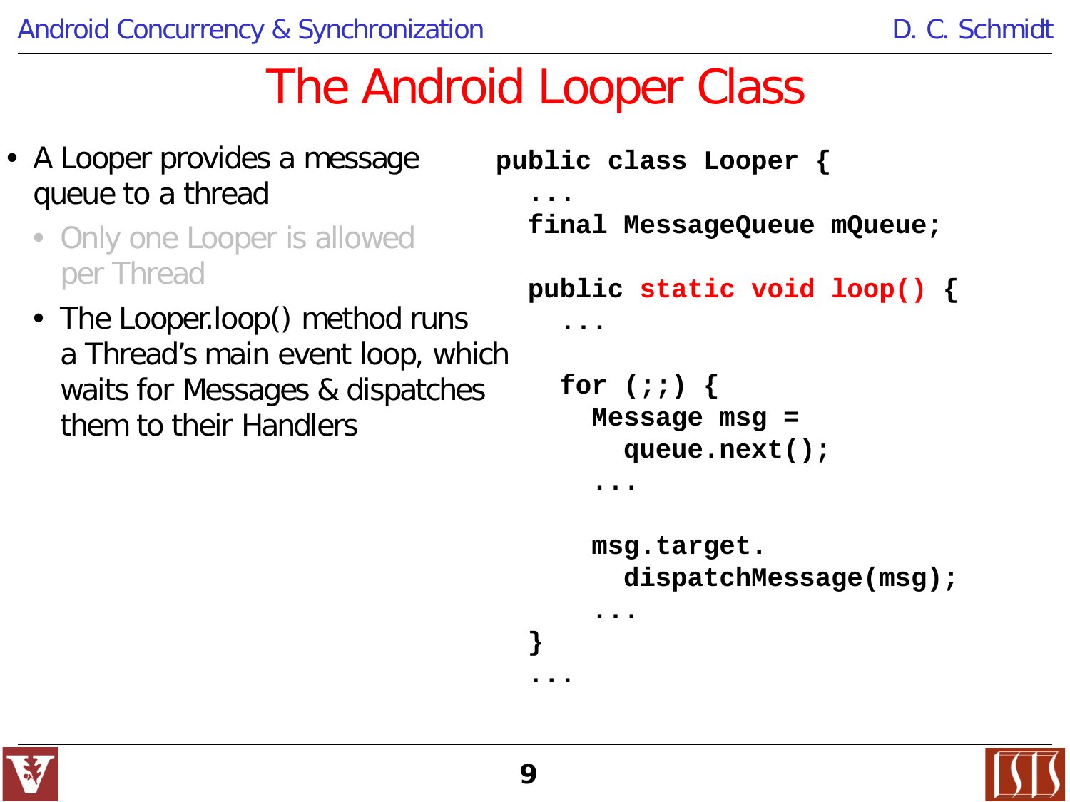# The Android Looper Class

- A Looper provides a message queue to a thread
  - Only one Looper is allowed per Thread
  - The Looper.loop() method runs a Thread's main event loop, which waits for Messages & dispatches them to their Handlers

```
public class Looper {
  ...
  final MessageQueue mQueue;

  public static void loop() {
    ...

    for (;;) {
      Message msg =
        queue.next();
      ...

      msg.target.
        dispatchMessage(msg);
      ...
  }
  ...
```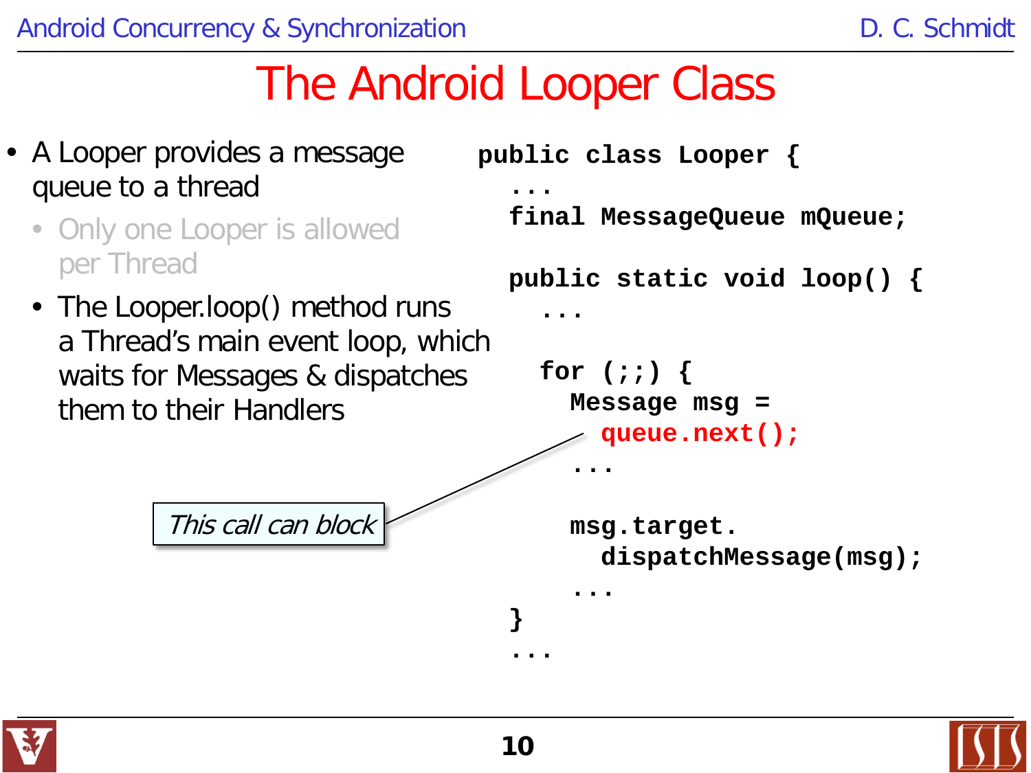# The Android Looper Class

- A Looper provides a message queue to a thread
  - Only one Looper is allowed per Thread
  - The Looper.loop() method runs a Thread's main event loop, which waits for Messages & dispatches them to their Handlers

*This call can block*

```
public class Looper {
  ...
  final MessageQueue mQueue;

  public static void loop() {
    ...

    for (;;) {
      Message msg =
        queue.next();
      ...

      msg.target.
        dispatchMessage(msg);
      ...
  }
  ...
```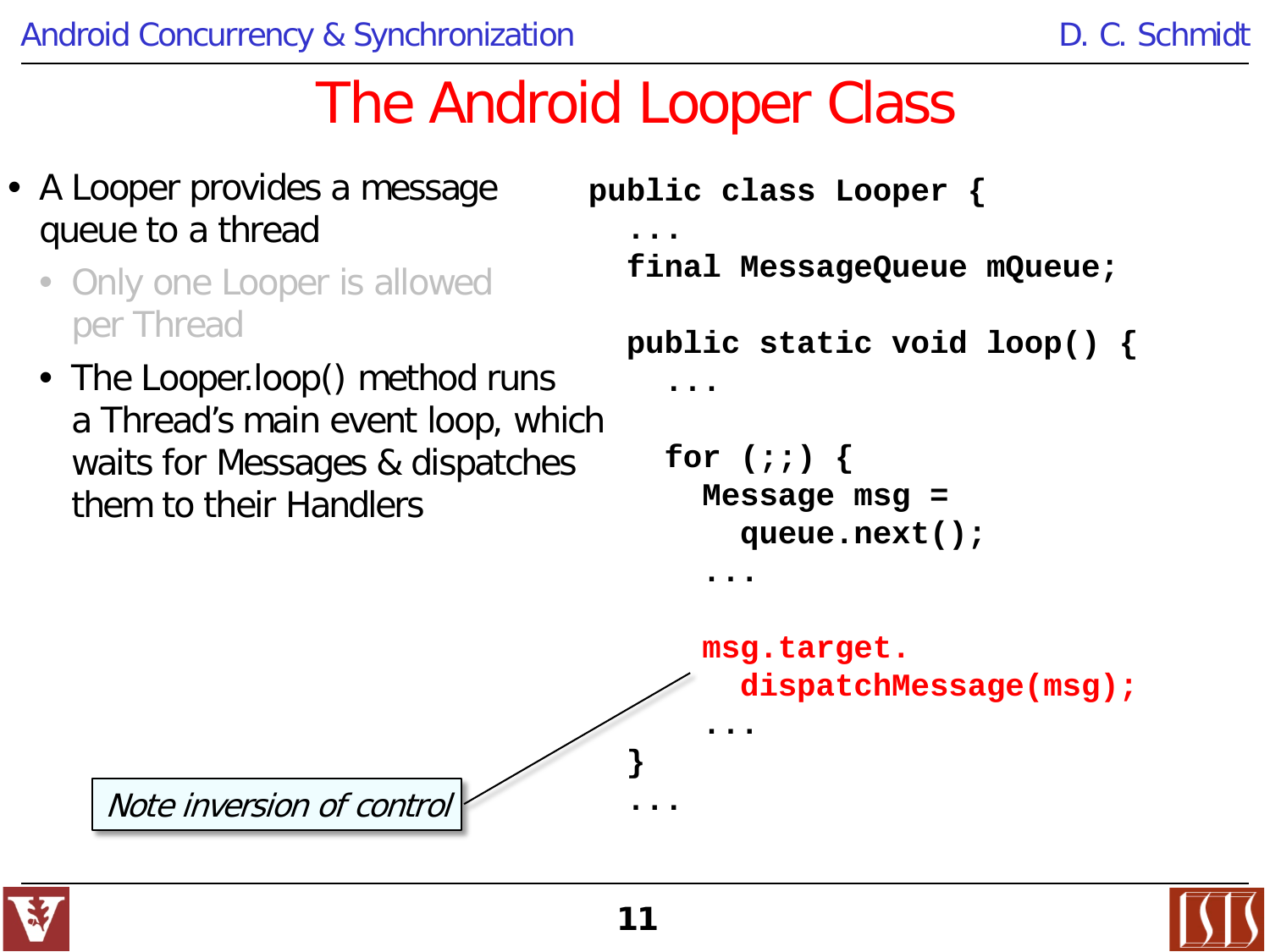# The Android Looper Class

- A Looper provides a message queue to a thread
  - Only one Looper is allowed per Thread
  - The Looper.loop() method runs a Thread's main event loop, which waits for Messages & dispatches them to their Handlers

```
public class Looper {
  ...
  final MessageQueue mQueue;

  public static void loop() {
    ...

    for (;;) {
      Message msg =
        queue.next();
      ...

      msg.target.
        dispatchMessage(msg);
      ...
  }
  ...
```

*Note inversion of control*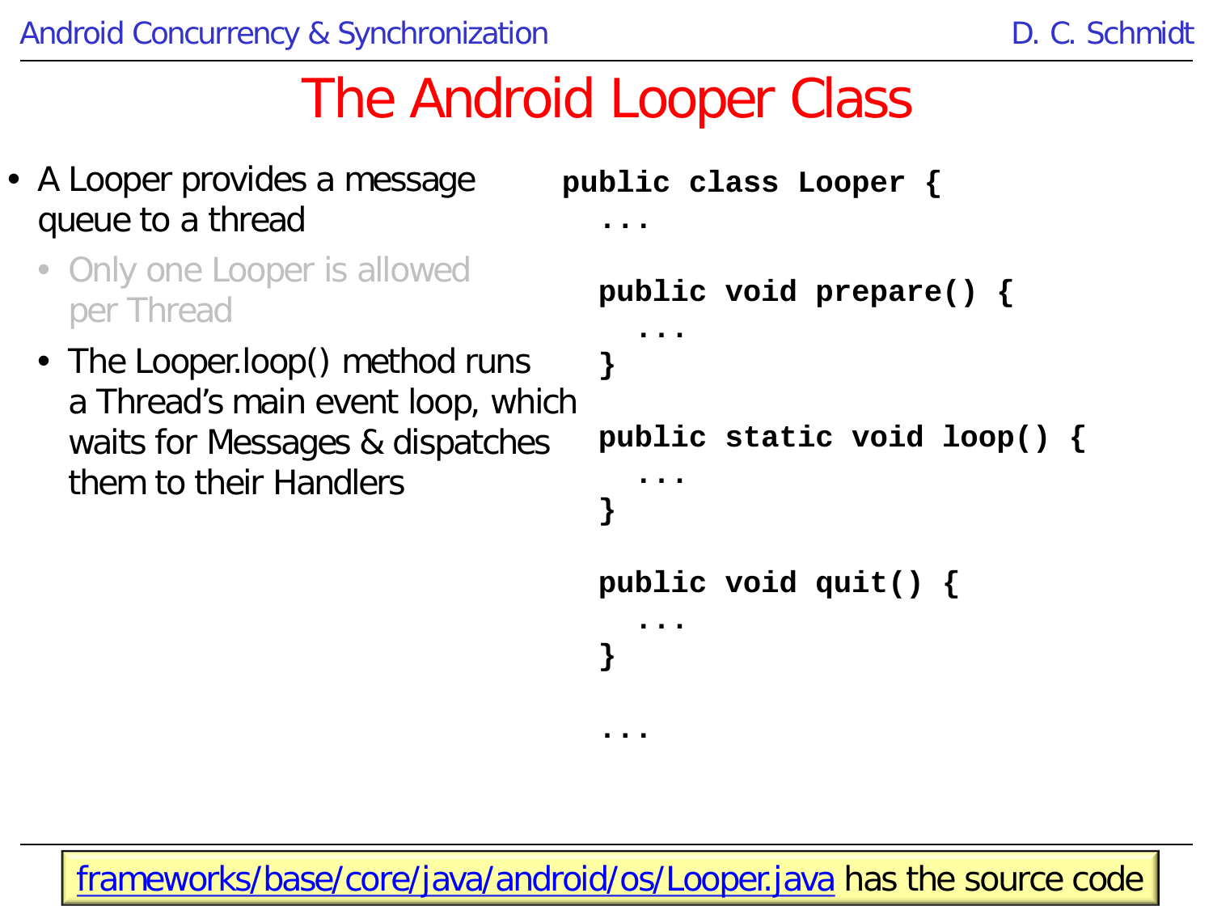# The Android Looper Class

- A Looper provides a message queue to a thread
  - Only one Looper is allowed per Thread
  - The Looper.loop() method runs a Thread's main event loop, which waits for Messages & dispatches them to their Handlers

```
public class Looper {
  ...

  public void prepare() {
    ...
  }

  public static void loop() {
    ...
  }

  public void quit() {
    ...
  }

  ...
```

frameworks/base/core/java/android/os/Looper.java has the source code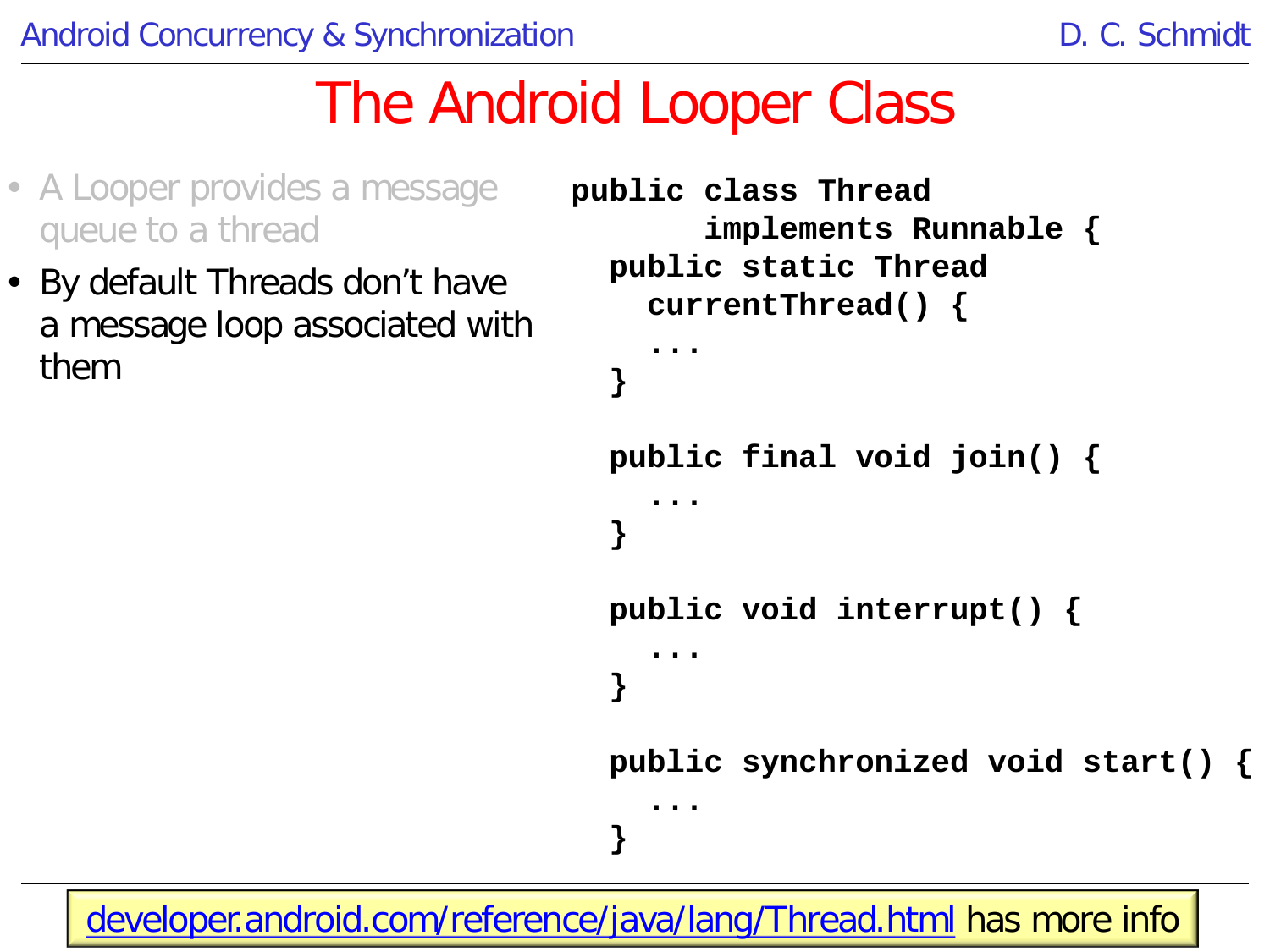# The Android Looper Class

- A Looper provides a message queue to a thread
- By default Threads don't have a message loop associated with them

```
public class Thread
      implements Runnable {
  public static Thread
    currentThread() {
    ...
  }

  public final void join() {
    ...
  }

  public void interrupt() {
    ...
  }

  public synchronized void start() {
    ...
  }
```

developer.android.com/reference/java/lang/Thread.html has more info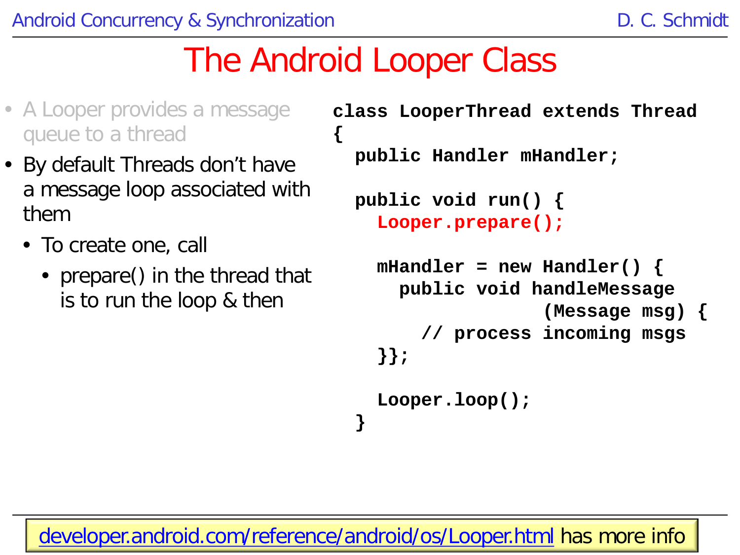# The Android Looper Class

- A Looper provides a message queue to a thread
- By default Threads don't have a message loop associated with them
  - To create one, call
    - prepare() in the thread that is to run the loop & then

```
class LooperThread extends Thread
{
  public Handler mHandler;

  public void run() {
    Looper.prepare();

    mHandler = new Handler() {
      public void handleMessage
                   (Message msg) {
        // process incoming msgs
    }};

    Looper.loop();
  }
```

developer.android.com/reference/android/os/Looper.html has more info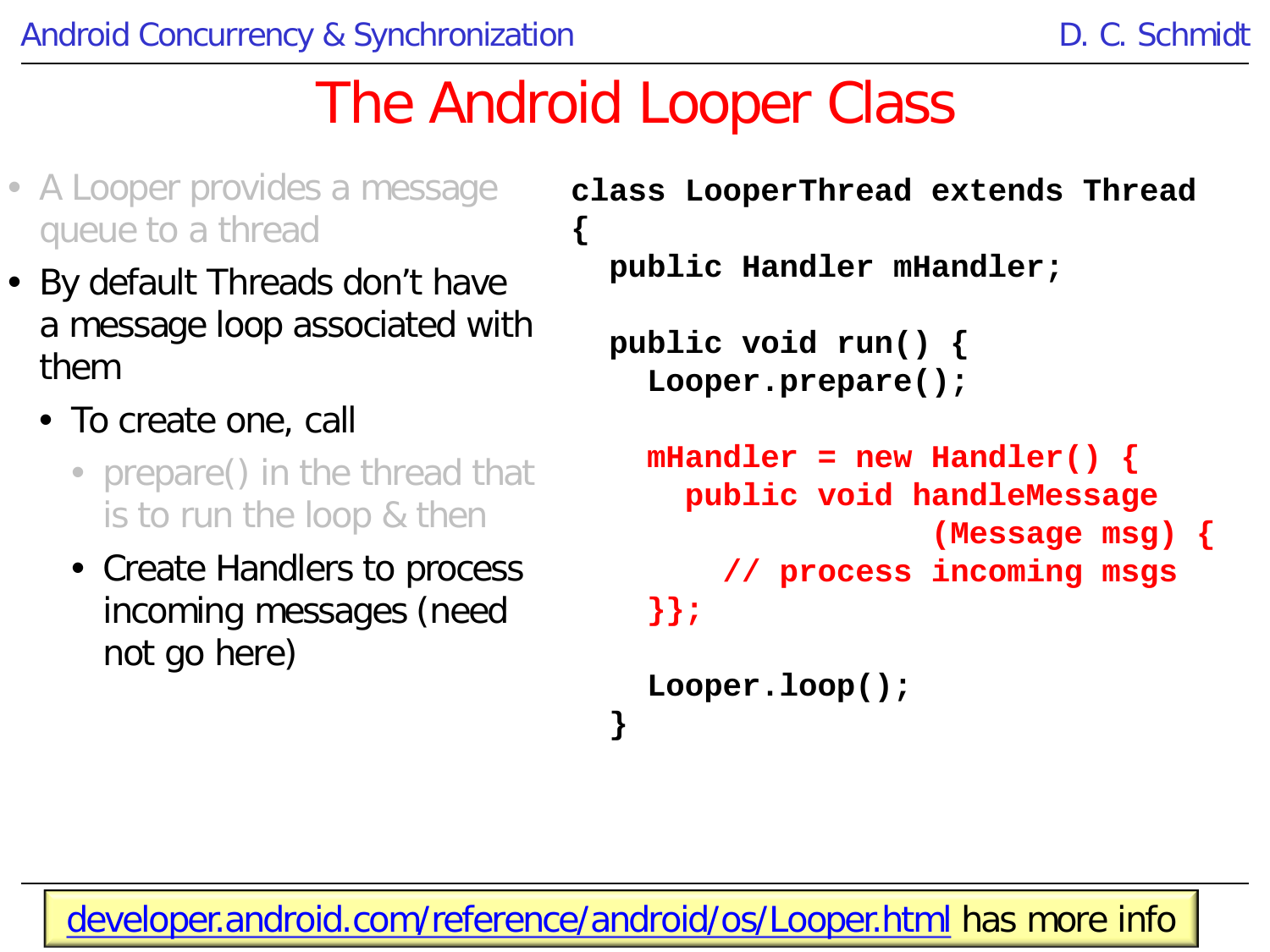# The Android Looper Class

- A Looper provides a message queue to a thread
- By default Threads don't have a message loop associated with them
  - To create one, call
    - prepare() in the thread that is to run the loop & then
    - Create Handlers to process incoming messages (need not go here)

```
class LooperThread extends Thread
{
  public Handler mHandler;

  public void run() {
    Looper.prepare();

    mHandler = new Handler() {
      public void handleMessage
                  (Message msg) {
        // process incoming msgs
    }};

    Looper.loop();
  }
```

developer.android.com/reference/android/os/Looper.html has more info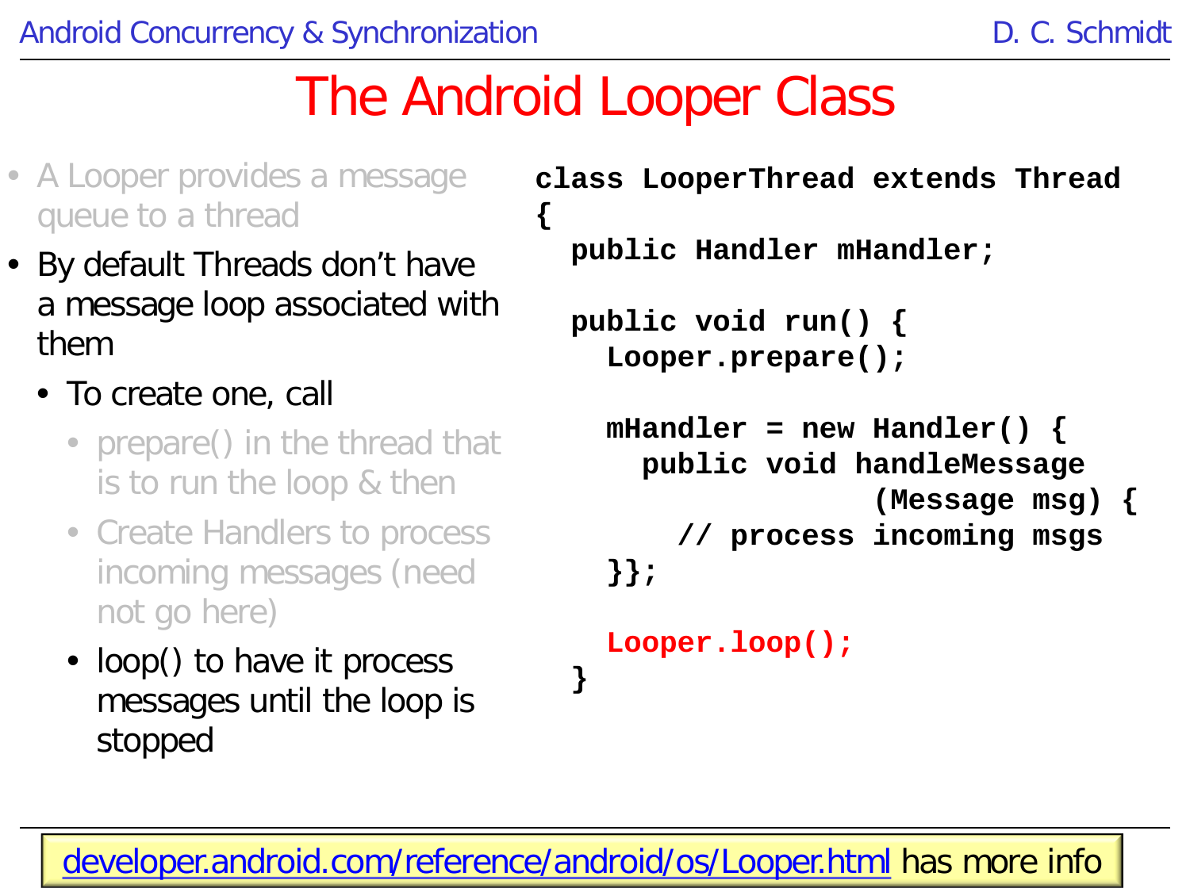# The Android Looper Class

- A Looper provides a message queue to a thread
- By default Threads don't have a message loop associated with them
  - To create one, call
    - prepare() in the thread that is to run the loop & then
    - Create Handlers to process incoming messages (need not go here)
    - loop() to have it process messages until the loop is stopped

```
class LooperThread extends Thread
{
  public Handler mHandler;

  public void run() {
    Looper.prepare();

    mHandler = new Handler() {
      public void handleMessage
                   (Message msg) {
        // process incoming msgs
    }};

    Looper.loop();
  }
```

developer.android.com/reference/android/os/Looper.html has more info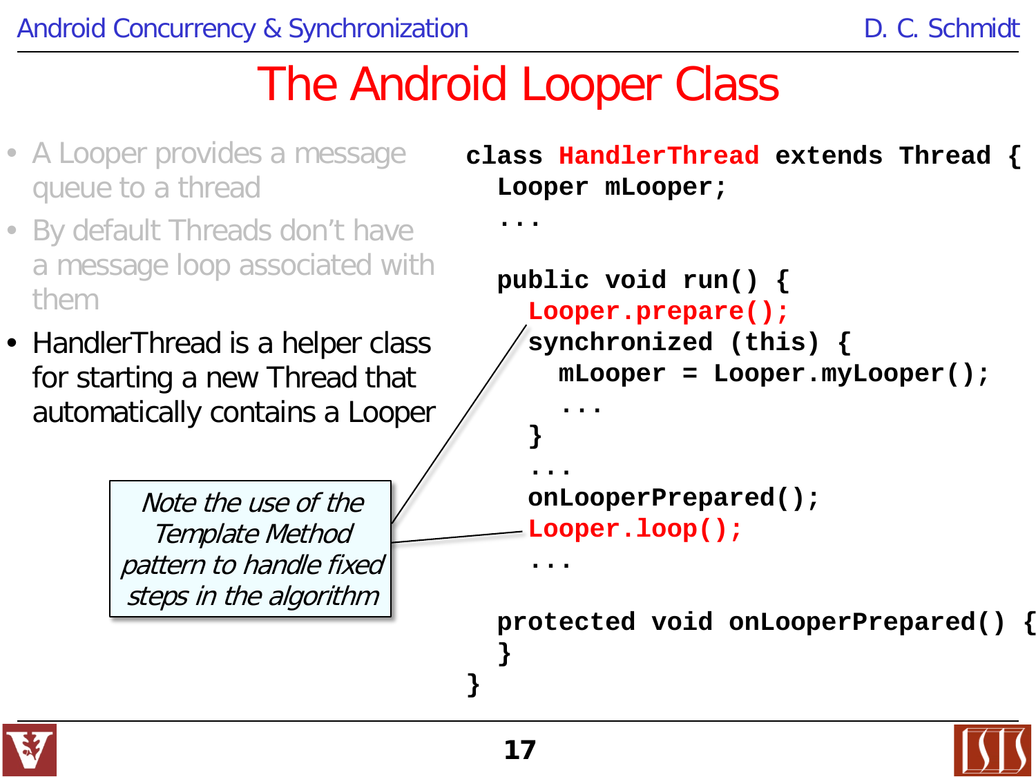# The Android Looper Class

- A Looper provides a message queue to a thread
- By default Threads don't have a message loop associated with them
- HandlerThread is a helper class for starting a new Thread that automatically contains a Looper

*Note the use of the Template Method pattern to handle fixed steps in the algorithm*

```
class HandlerThread extends Thread {
  Looper mLooper;
  ...

  public void run() {
    Looper.prepare();
    synchronized (this) {
      mLooper = Looper.myLooper();
      ...
    }
    ...
    onLooperPrepared();
    Looper.loop();
    ...

  protected void onLooperPrepared() {
  }
}
```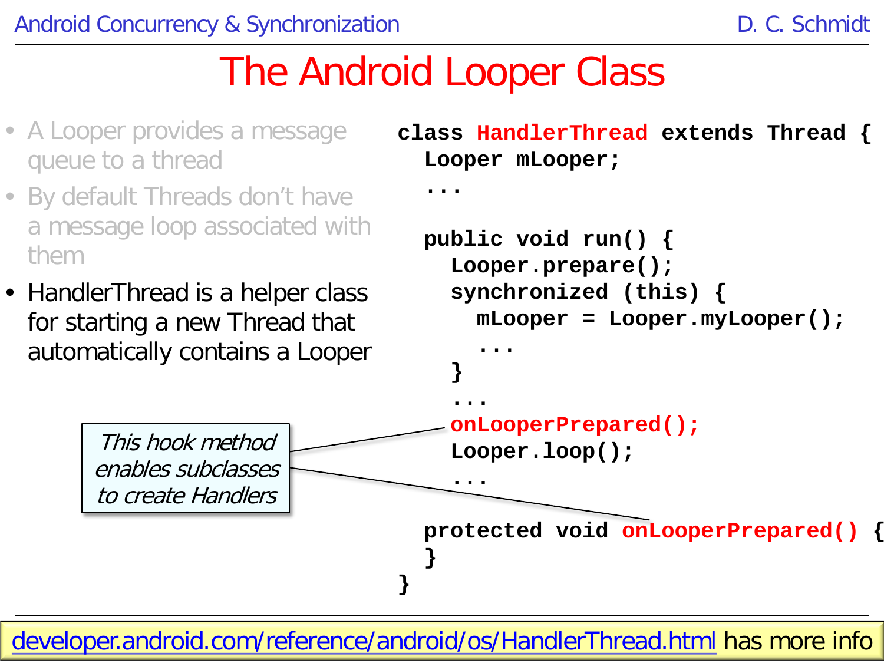# The Android Looper Class

- A Looper provides a message queue to a thread
- By default Threads don't have a message loop associated with them
- HandlerThread is a helper class for starting a new Thread that automatically contains a Looper

```
class HandlerThread extends Thread {
  Looper mLooper;
  ...

  public void run() {
    Looper.prepare();
    synchronized (this) {
      mLooper = Looper.myLooper();
      ...
    }
    ...
    onLooperPrepared();
    Looper.loop();
    ...

  protected void onLooperPrepared() {
  }
}
```

*This hook method enables subclasses to create Handlers*

developer.android.com/reference/android/os/HandlerThread.html has more info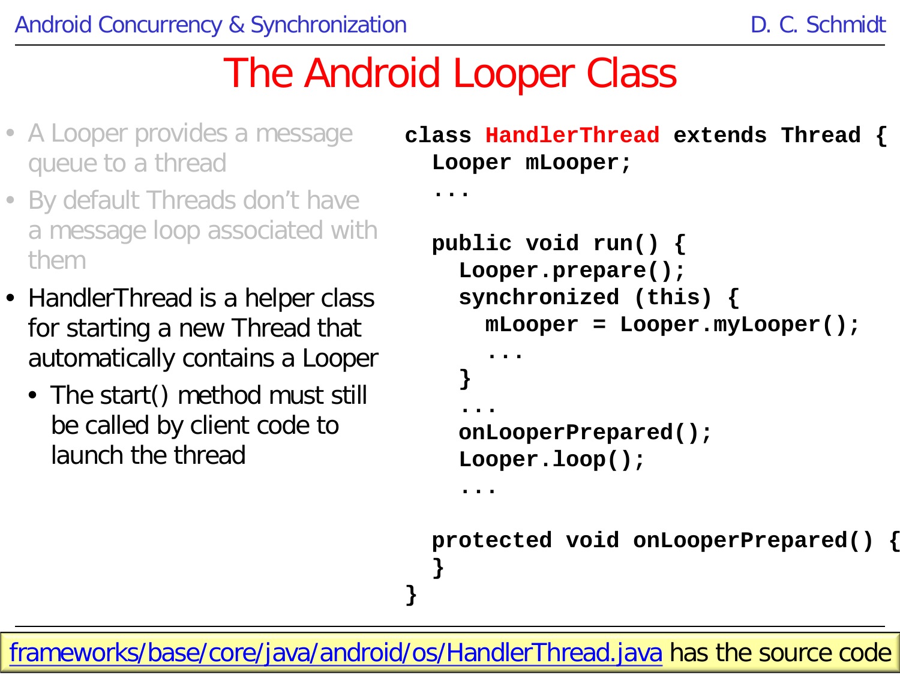# The Android Looper Class

- A Looper provides a message queue to a thread
- By default Threads don't have a message loop associated with them
- HandlerThread is a helper class for starting a new Thread that automatically contains a Looper
  - The start() method must still be called by client code to launch the thread

```
class HandlerThread extends Thread {
  Looper mLooper;
  ...

  public void run() {
    Looper.prepare();
    synchronized (this) {
      mLooper = Looper.myLooper();
      ...
    }
    ...
    onLooperPrepared();
    Looper.loop();
    ...

  protected void onLooperPrepared() {
  }
}
```

frameworks/base/core/java/android/os/HandlerThread.java has the source code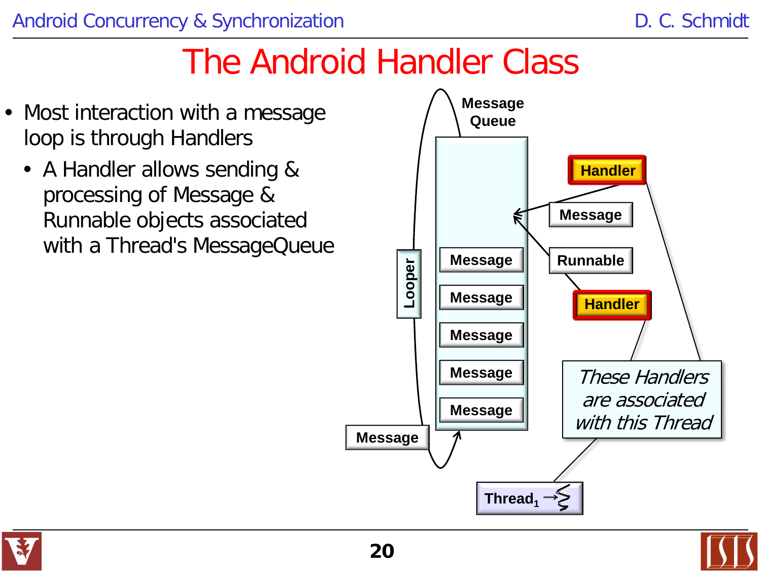# The Android Handler Class

- Most interaction with a message loop is through Handlers
  - A Handler allows sending & processing of Message & Runnable objects associated with a Thread's MessageQueue

Message Queue

Looper

Message

Message

Message

Message

Message

Message

Handler

Message

Runnable

Handler

*These Handlers are associated with this Thread*

$Thread_1$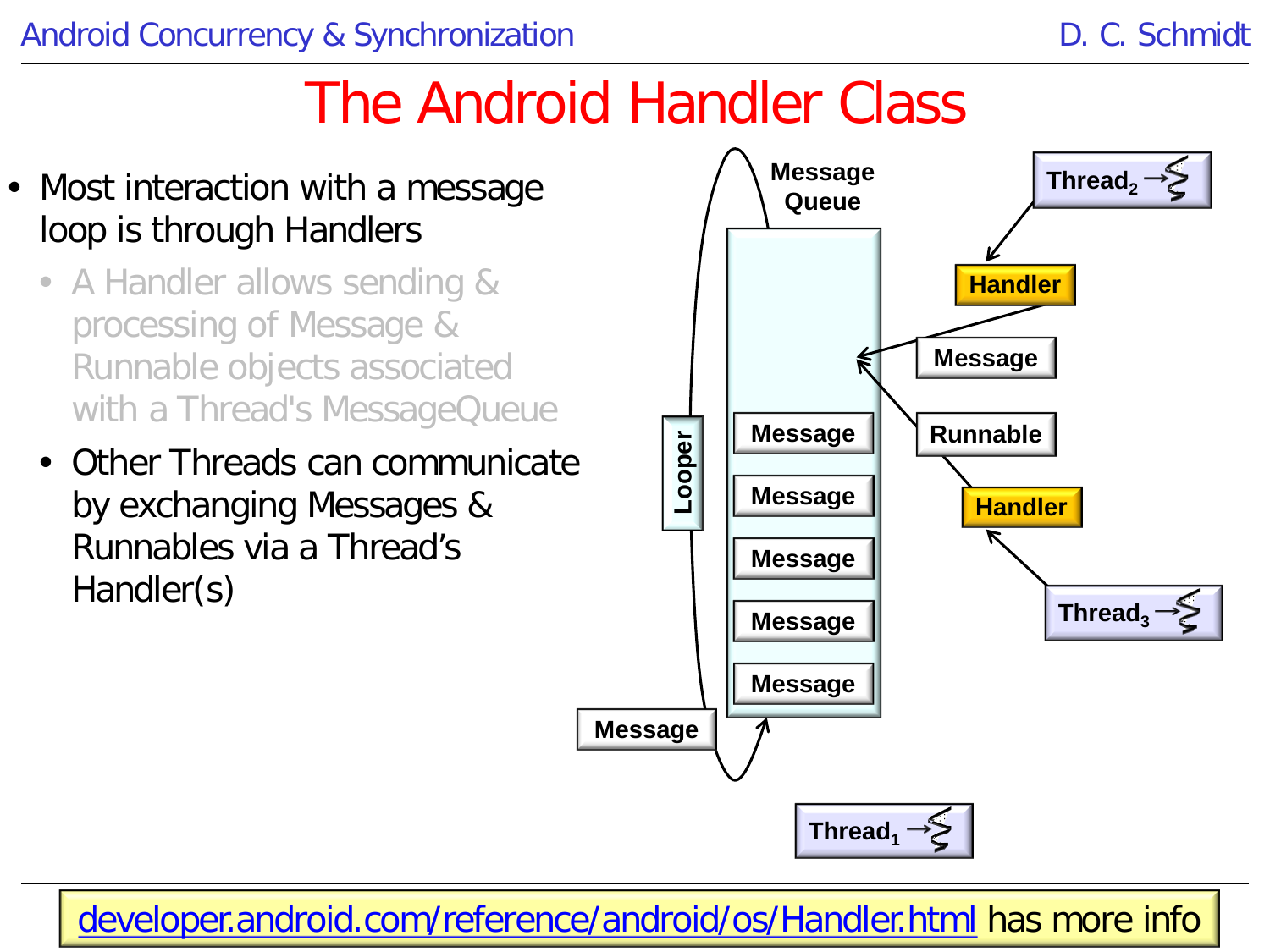# The Android Handler Class

- Most interaction with a message loop is through Handlers
  - A Handler allows sending & processing of Message & Runnable objects associated with a Thread's MessageQueue
  - Other Threads can communicate by exchanging Messages & Runnables via a Thread's Handler(s)

developer.android.com/reference/android/os/Handler.html has more info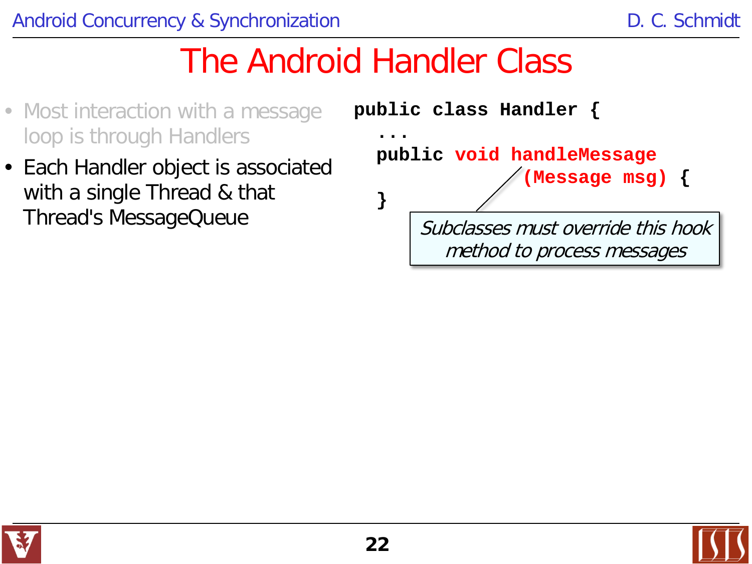# The Android Handler Class

- Most interaction with a message loop is through Handlers
- Each Handler object is associated with a single Thread & that Thread's MessageQueue

```
public class Handler {
  ...
  public void handleMessage
                 (Message msg) {
  }
```

*Subclasses must override this hook method to process messages*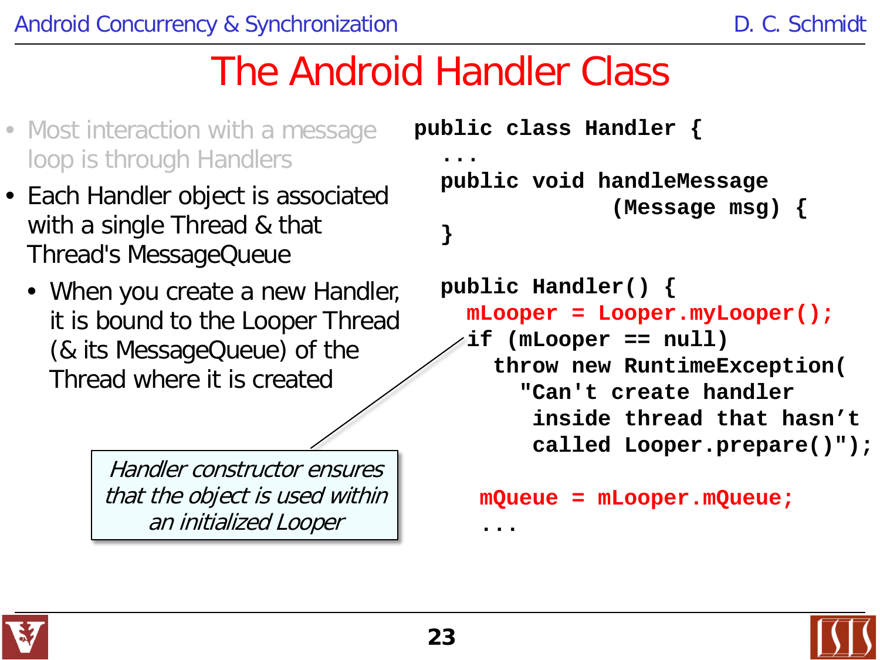# The Android Handler Class

- Most interaction with a message loop is through Handlers
- Each Handler object is associated with a single Thread & that Thread's MessageQueue
  - When you create a new Handler, it is bound to the Looper Thread (& its MessageQueue) of the Thread where it is created

```
public class Handler {
  ...
  public void handleMessage
                  (Message msg) {
  }

  public Handler() {
    mLooper = Looper.myLooper();
    if (mLooper == null)
      throw new RuntimeException(
        "Can't create handler
         inside thread that hasn't
         called Looper.prepare()");

     mQueue = mLooper.mQueue;
     ...
```

*Handler constructor ensures that the object is used within an initialized Looper*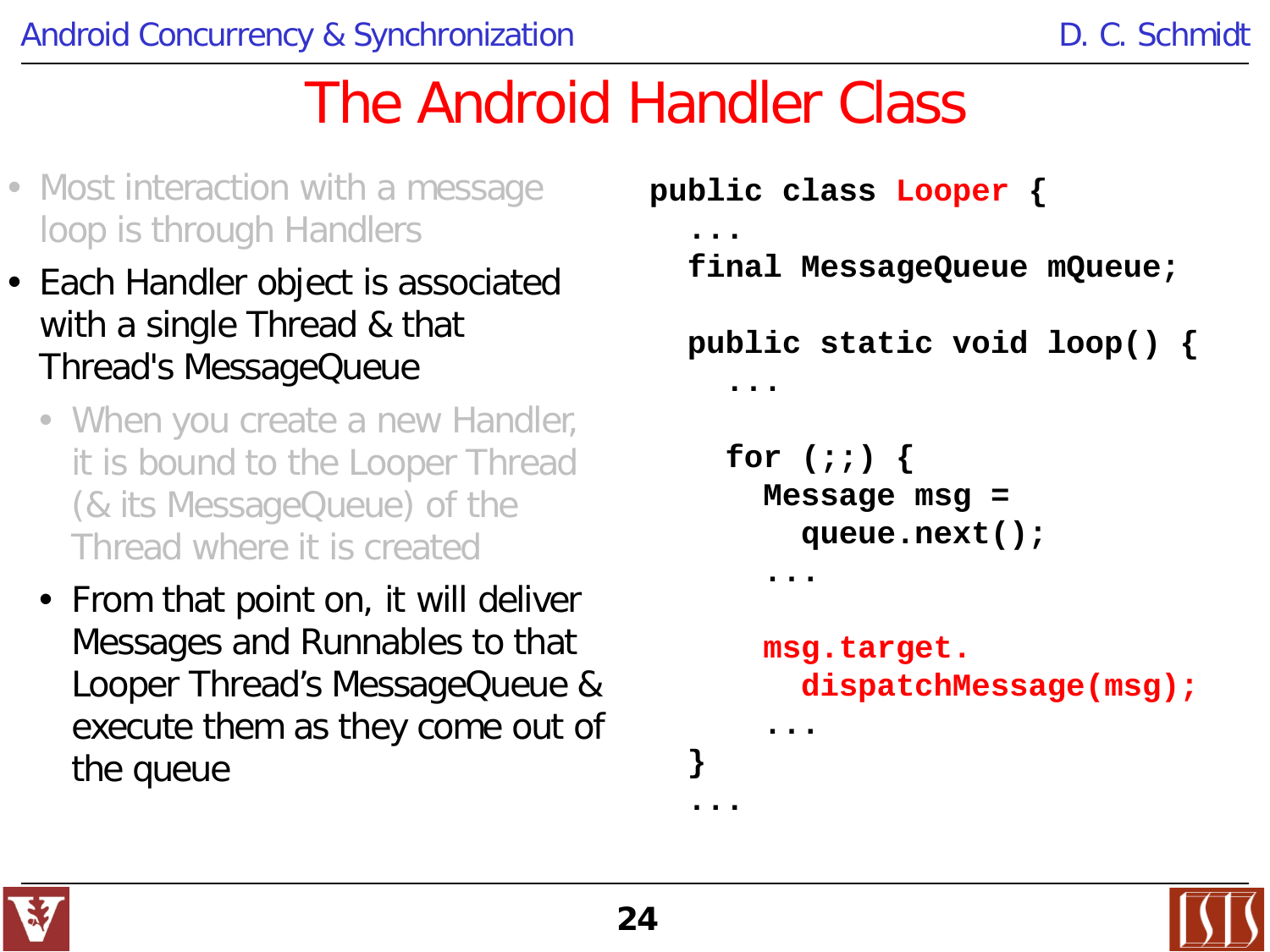# The Android Handler Class

- Most interaction with a message loop is through Handlers
- Each Handler object is associated with a single Thread & that Thread's MessageQueue
  - When you create a new Handler, it is bound to the Looper Thread (& its MessageQueue) of the Thread where it is created
  - From that point on, it will deliver Messages and Runnables to that Looper Thread's MessageQueue & execute them as they come out of the queue

```
public class Looper {
  ...
  final MessageQueue mQueue;

  public static void loop() {
    ...

    for (;;) {
      Message msg =
        queue.next();
      ...

      msg.target.
        dispatchMessage(msg);
      ...
  }
  ...
```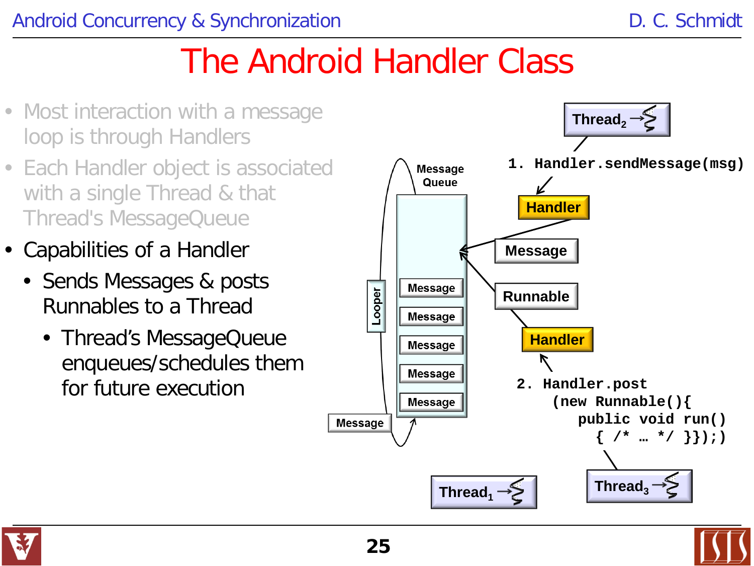# The Android Handler Class

- Most interaction with a message loop is through Handlers
- Each Handler object is associated with a single Thread & that Thread's MessageQueue
- Capabilities of a Handler
  - Sends Messages & posts Runnables to a Thread
    - Thread's MessageQueue enqueues/schedules them for future execution

Thread$_2$

1. `Handler.sendMessage(msg)`

Handler

Message

Runnable

Handler

2. `Handler.post (new Runnable(){ public void run() { /* … */ }});)`

Message Queue

Looper

Message

Message

Message

Message

Message

Message

Thread$_1$

Thread$_3$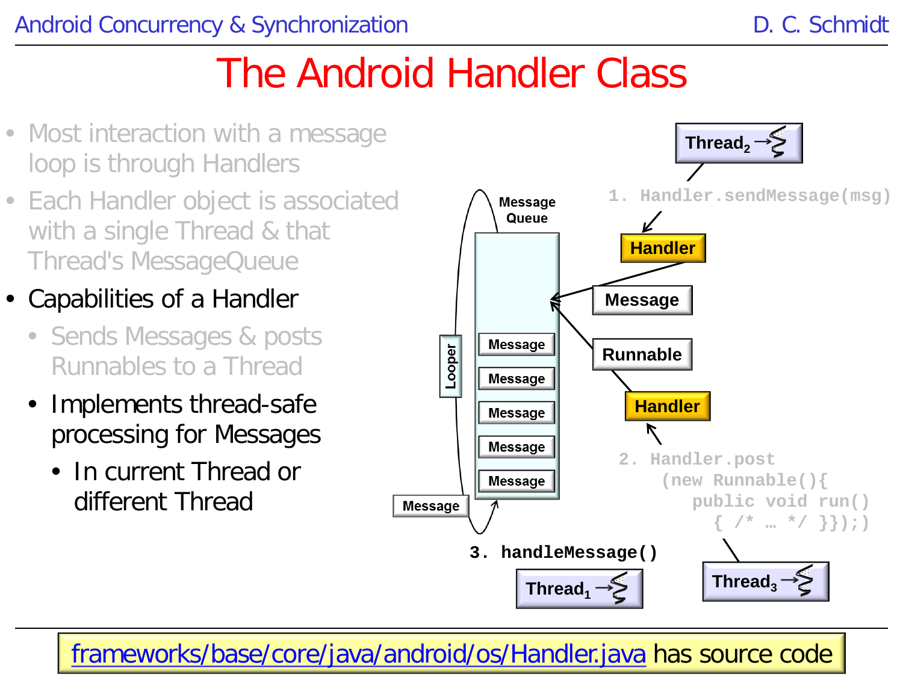# The Android Handler Class

- Most interaction with a message loop is through Handlers
- Each Handler object is associated with a single Thread & that Thread's MessageQueue
- Capabilities of a Handler
  - Sends Messages & posts Runnables to a Thread
  - Implements thread-safe processing for Messages
    - In current Thread or different Thread

Thread₂ → 1. `Handler.sendMessage(msg)` → Handler → Message → Message Queue

Thread₃ → 2. `Handler.post (new Runnable(){ public void run() { /* … */ }});)` → Handler → Runnable → Message Queue

Looper → 3. `handleMessage()` → Thread₁

frameworks/base/core/java/android/os/Handler.java has source code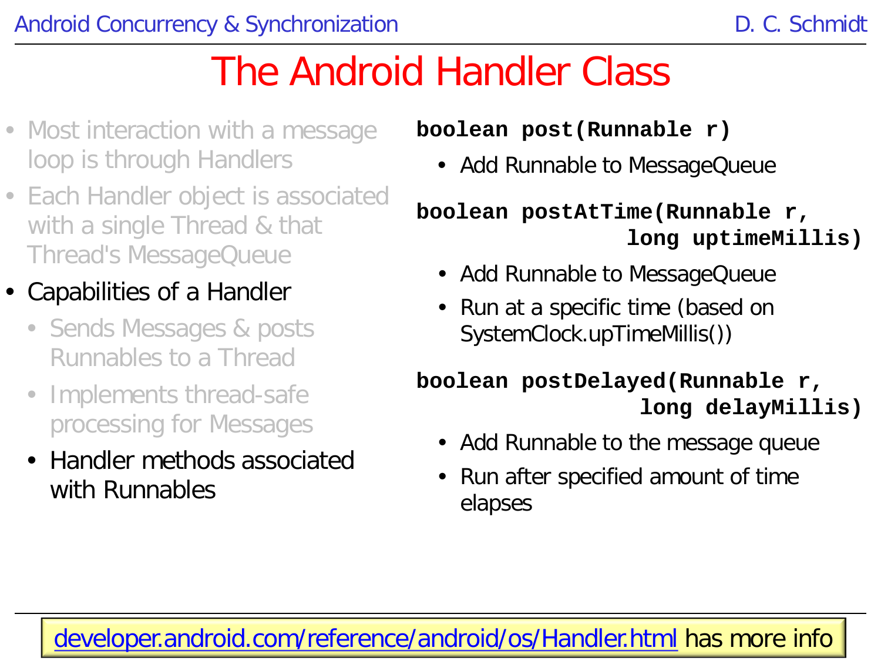# The Android Handler Class

- Most interaction with a message loop is through Handlers
- Each Handler object is associated with a single Thread & that Thread's MessageQueue
- Capabilities of a Handler
  - Sends Messages & posts Runnables to a Thread
  - Implements thread-safe processing for Messages
  - Handler methods associated with Runnables

```
boolean post(Runnable r)
```

- Add Runnable to MessageQueue

```
boolean postAtTime(Runnable r,
                   long uptimeMillis)
```

- Add Runnable to MessageQueue
- Run at a specific time (based on SystemClock.upTimeMillis())

```
boolean postDelayed(Runnable r,
                    long delayMillis)
```

- Add Runnable to the message queue
- Run after specified amount of time elapses

developer.android.com/reference/android/os/Handler.html has more info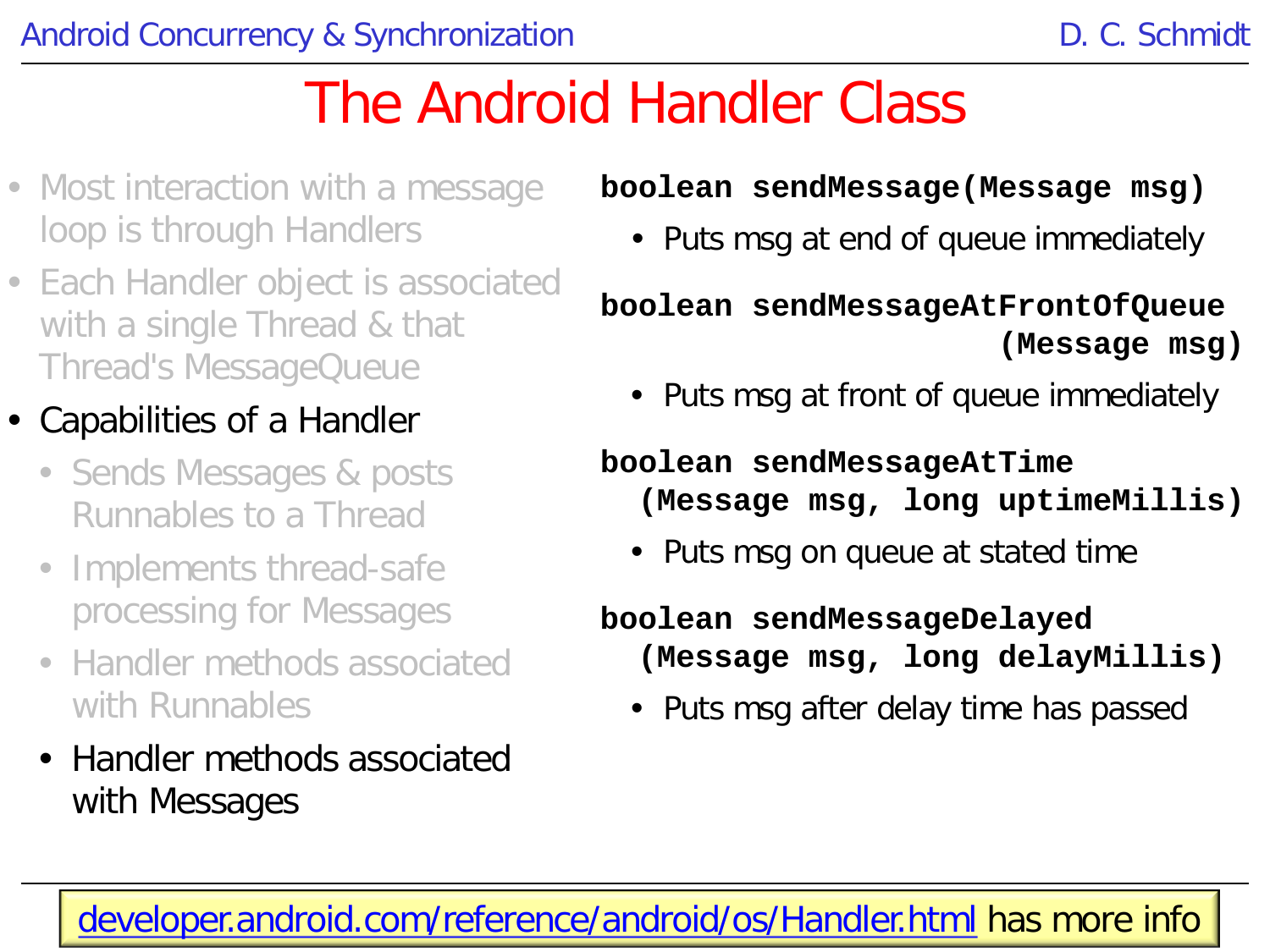# The Android Handler Class

- Most interaction with a message loop is through Handlers
- Each Handler object is associated with a single Thread & that Thread's MessageQueue
- Capabilities of a Handler
  - Sends Messages & posts Runnables to a Thread
  - Implements thread-safe processing for Messages
  - Handler methods associated with Runnables
  - Handler methods associated with Messages

**`boolean sendMessage(Message msg)`**

- Puts msg at end of queue immediately

**`boolean sendMessageAtFrontOfQueue(Message msg)`**

- Puts msg at front of queue immediately

**`boolean sendMessageAtTime(Message msg, long uptimeMillis)`**

- Puts msg on queue at stated time

**`boolean sendMessageDelayed(Message msg, long delayMillis)`**

- Puts msg after delay time has passed

developer.android.com/reference/android/os/Handler.html has more info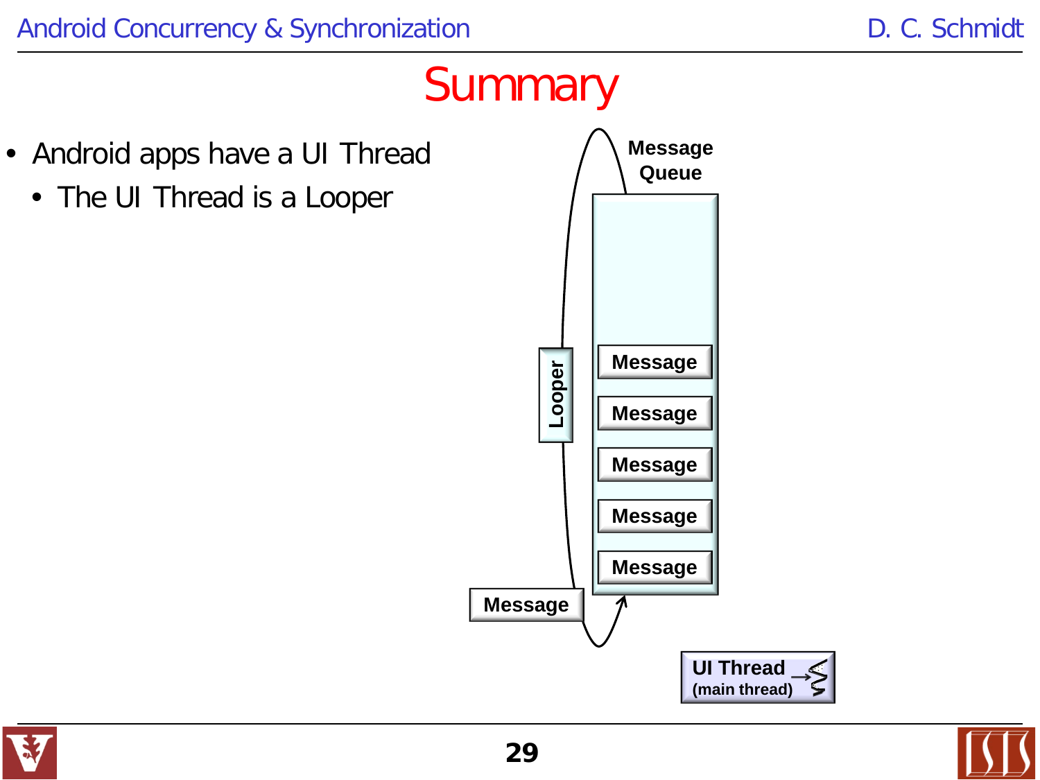# Summary

- Android apps have a UI Thread
  - The UI Thread is a Looper

Message Queue

Looper

Message

Message

Message

Message

Message

Message

UI Thread (main thread)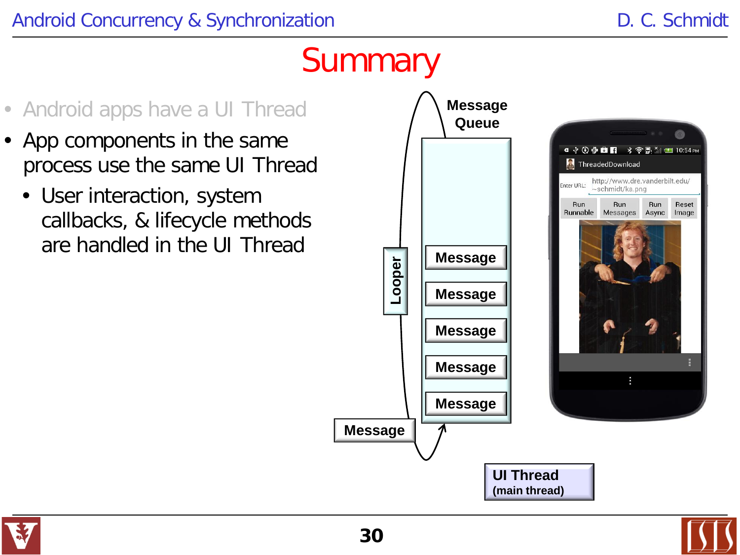# Summary

- Android apps have a UI Thread
- App components in the same process use the same UI Thread
  - User interaction, system callbacks, & lifecycle methods are handled in the UI Thread

Message Queue

Looper

Message

Message

Message

Message

Message

Message

UI Thread (main thread)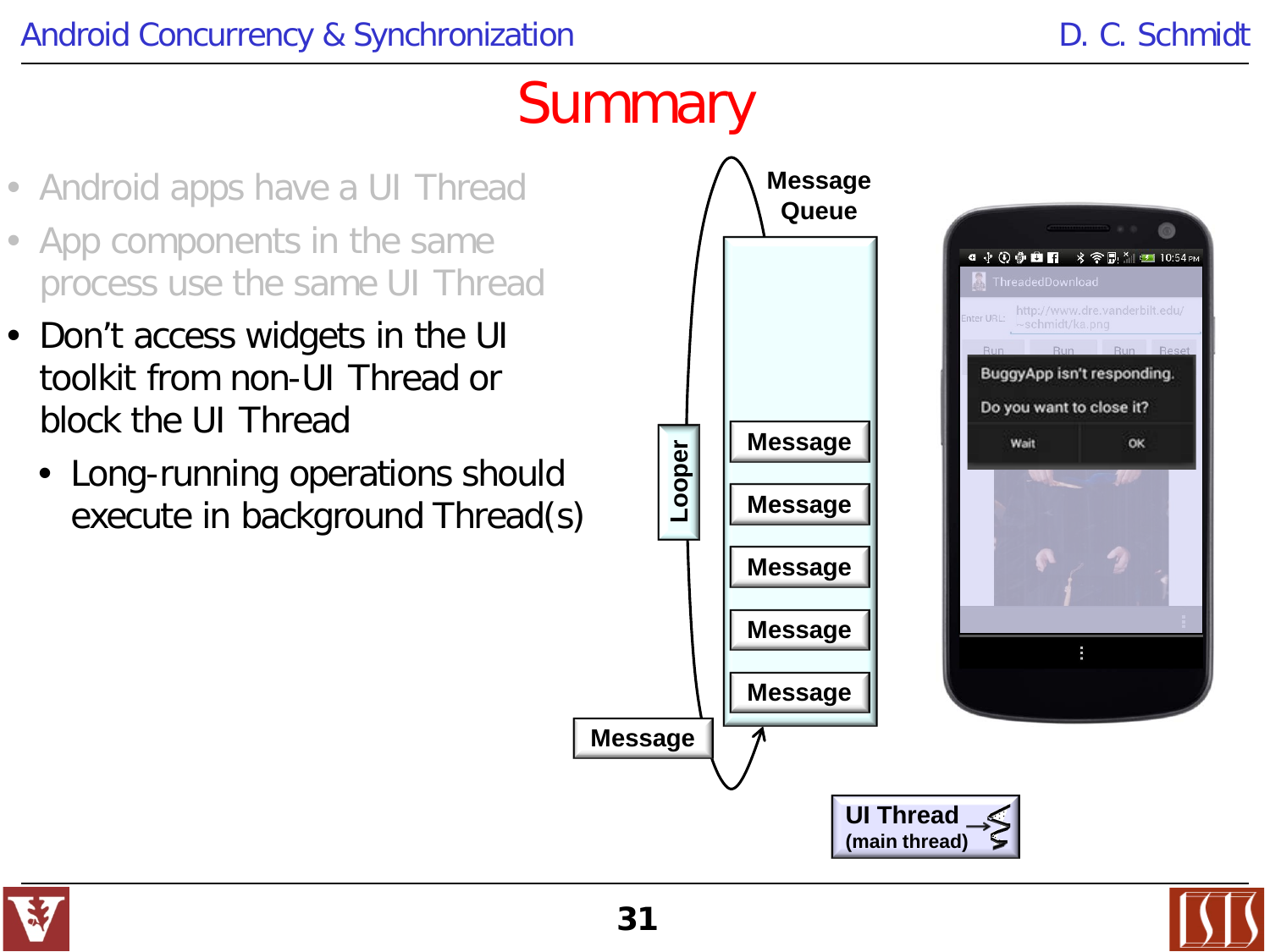# Summary

- Android apps have a UI Thread
- App components in the same process use the same UI Thread
- Don't access widgets in the UI toolkit from non-UI Thread or block the UI Thread
  - Long-running operations should execute in background Thread(s)

Message Queue

Looper

Message

Message

Message

Message

Message

Message

UI Thread (main thread)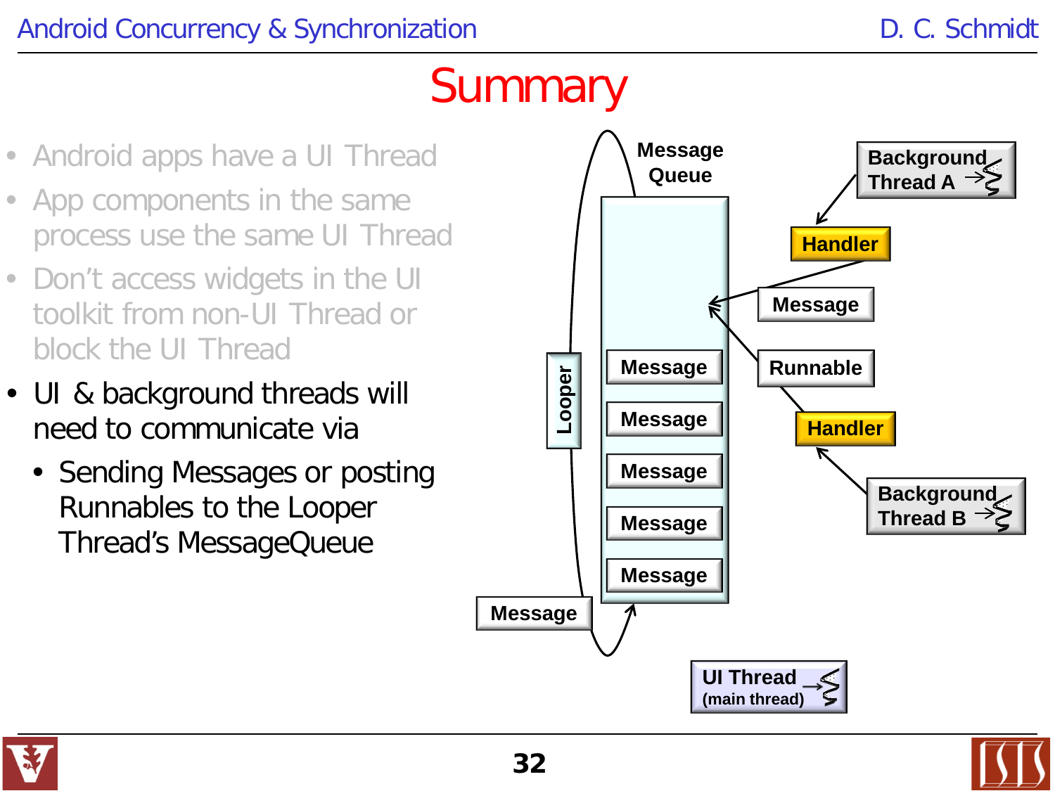# Summary

- Android apps have a UI Thread
- App components in the same process use the same UI Thread
- Don't access widgets in the UI toolkit from non-UI Thread or block the UI Thread
- UI & background threads will need to communicate via
  - Sending Messages or posting Runnables to the Looper Thread's MessageQueue

Message Queue

Background Thread A

Handler

Message

Runnable

Handler

Background Thread B

Looper

Message

Message

Message

Message

Message

Message

UI Thread (main thread)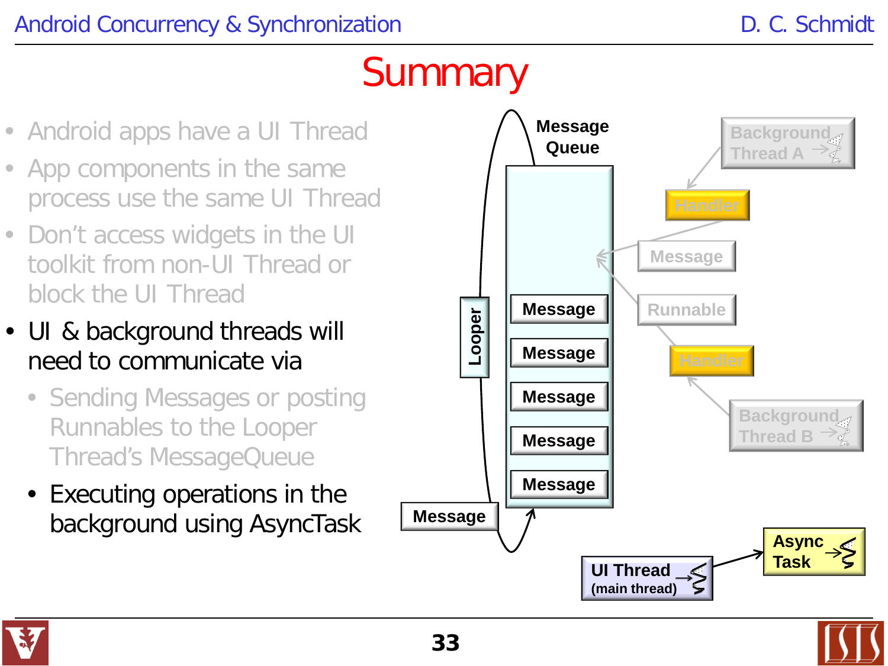# Summary

- Android apps have a UI Thread
- App components in the same process use the same UI Thread
- Don't access widgets in the UI toolkit from non-UI Thread or block the UI Thread
- UI & background threads will need to communicate via
  - Sending Messages or posting Runnables to the Looper Thread's MessageQueue
  - Executing operations in the background using AsyncTask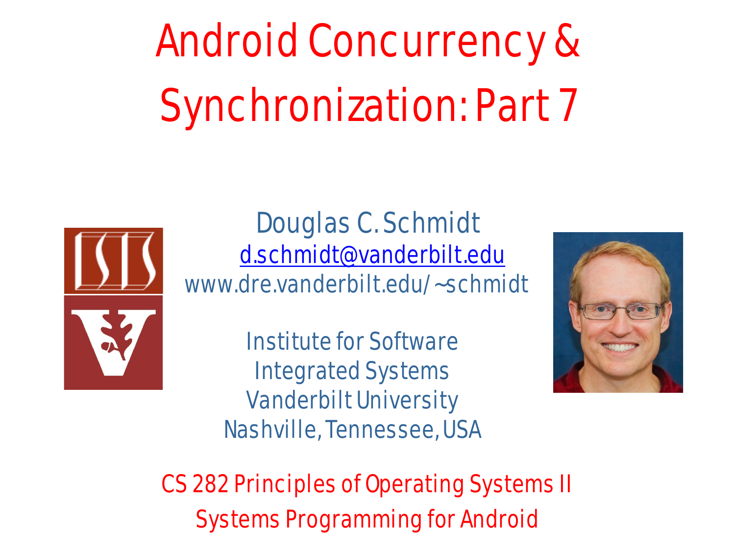# Android Concurrency & Synchronization: Part 7

Douglas C. Schmidt

d.schmidt@vanderbilt.edu

www.dre.vanderbilt.edu/~schmidt

Institute for Software Integrated Systems

Vanderbilt University

Nashville, Tennessee, USA

CS 282 Principles of Operating Systems II

Systems Programming for Android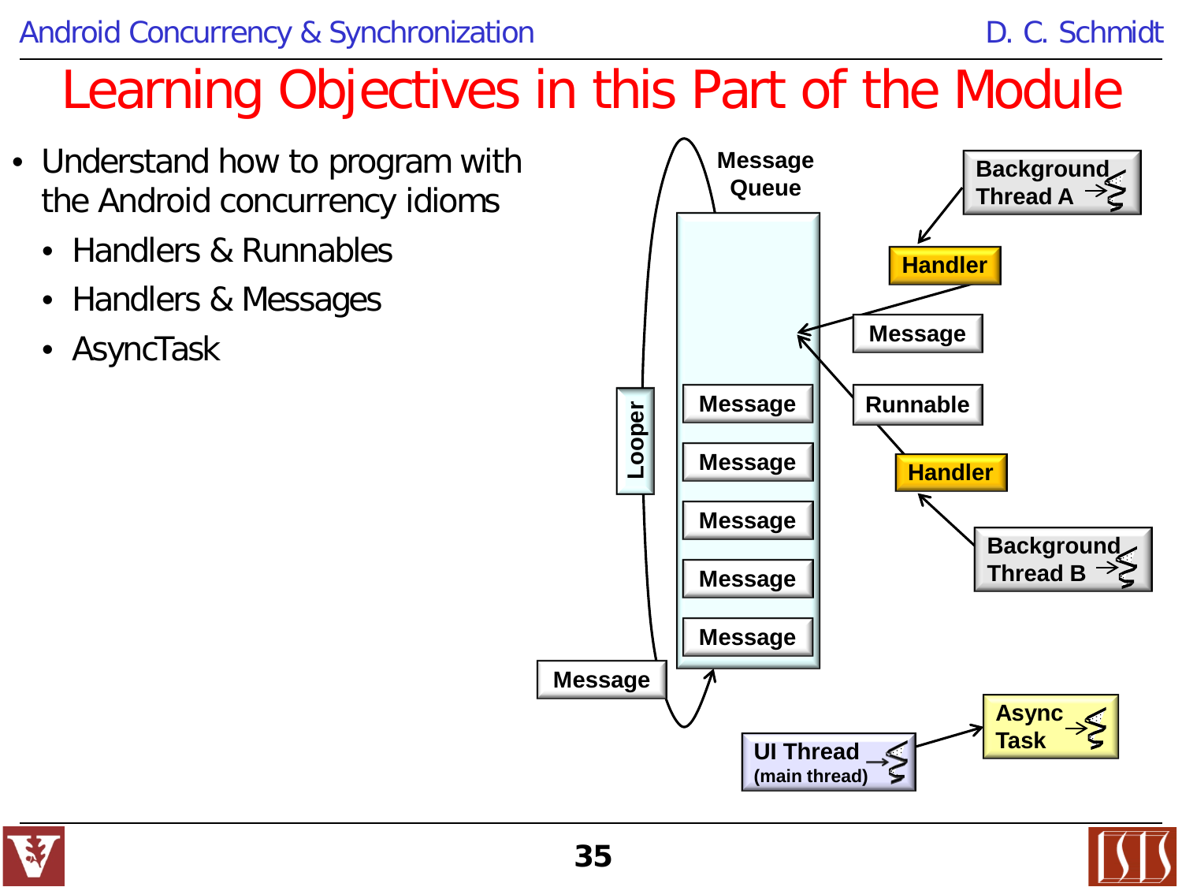# Learning Objectives in this Part of the Module

- Understand how to program with the Android concurrency idioms
  - Handlers & Runnables
  - Handlers & Messages
  - AsyncTask

Message Queue

Background Thread A

Handler

Message

Runnable

Handler

Background Thread B

Looper

Message

Message

Message

Message

Message

Message

UI Thread (main thread)

Async Task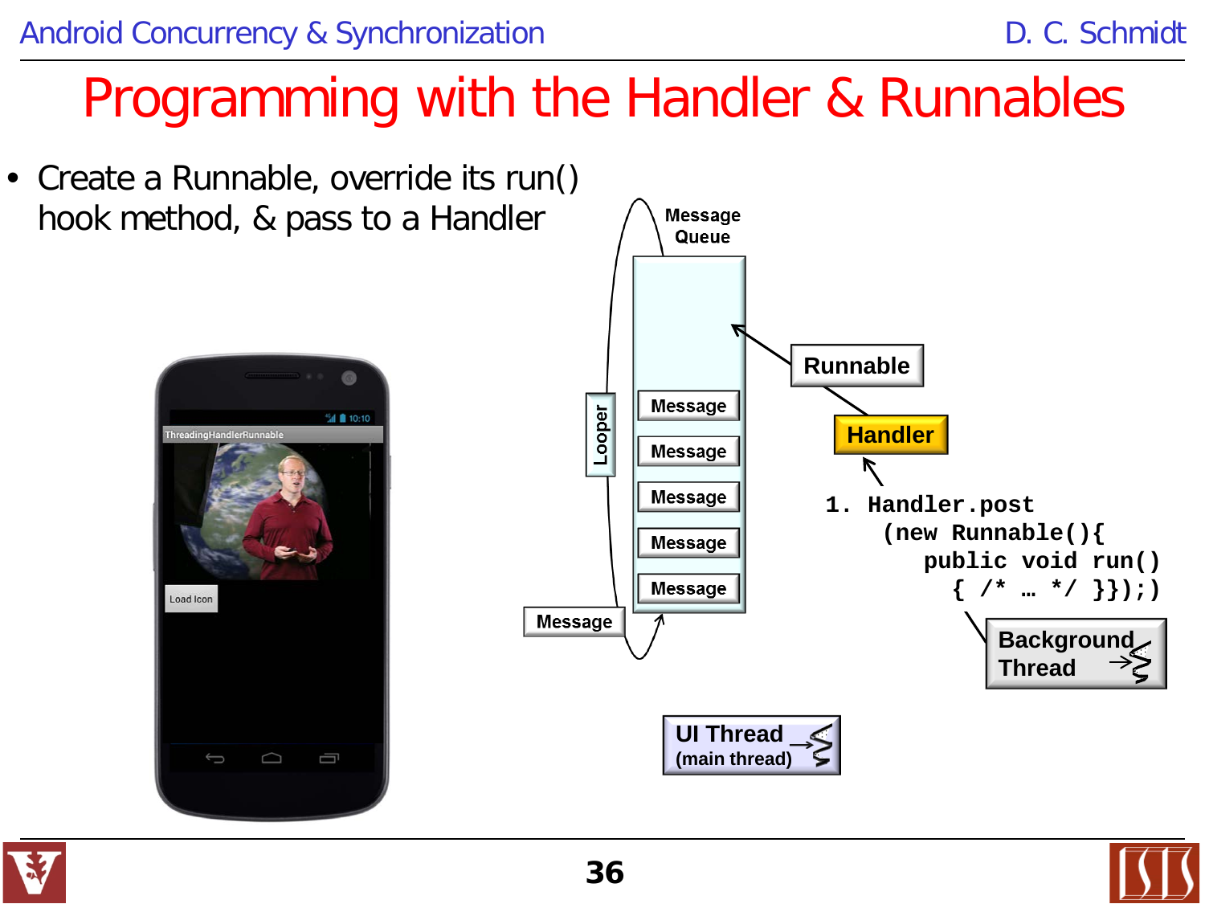# Programming with the Handler & Runnables

- Create a Runnable, override its run() hook method, & pass to a Handler

Message Queue

Looper

Message

Message

Message

Message

Message

Message

Runnable

Handler

```
1. Handler.post
     (new Runnable(){
        public void run()
           { /* … */ }});)
```

Background Thread

UI Thread (main thread)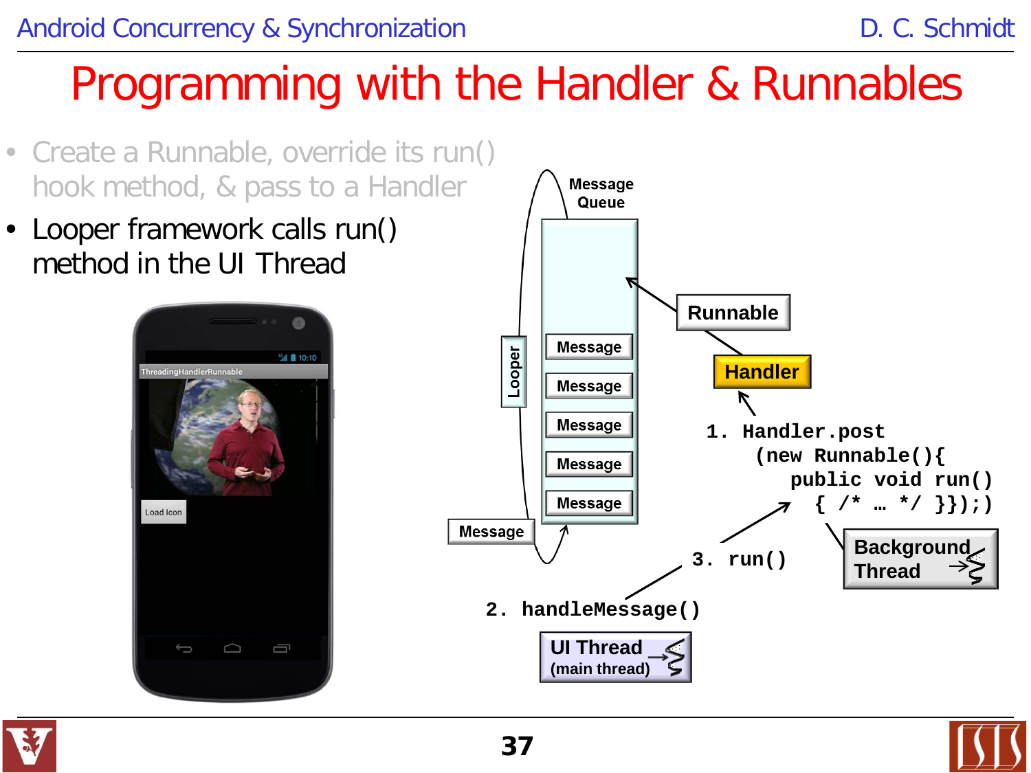# Programming with the Handler & Runnables

- Create a Runnable, override its run() hook method, & pass to a Handler
- Looper framework calls run() method in the UI Thread

Message Queue

Looper

Message

Message

Message

Message

Message

Message

Runnable

Handler

```
1. Handler.post
     (new Runnable(){
        public void run()
          { /* … */ }});)
```

Background Thread

`3. run()`

`2. handleMessage()`

UI Thread (main thread)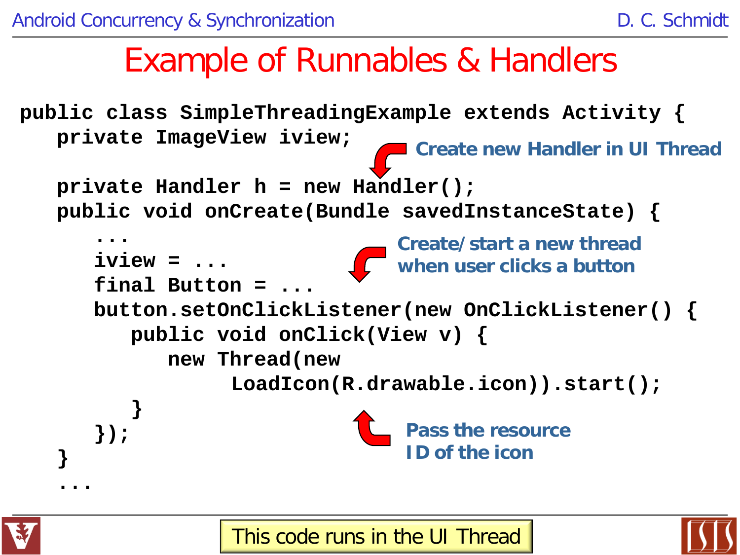# Example of Runnables & Handlers

```java
public class SimpleThreadingExample extends Activity {
   private ImageView iview;

   private Handler h = new Handler();
   public void onCreate(Bundle savedInstanceState) {
      ...
      iview = ...
      final Button = ...
      button.setOnClickListener(new OnClickListener() {
         public void onClick(View v) {
            new Thread(new
                 LoadIcon(R.drawable.icon)).start();
         }
      });
   }
   ...
```

**Create new Handler in UI Thread**

**Create/start a new thread when user clicks a button**

**Pass the resource ID of the icon**

This code runs in the UI Thread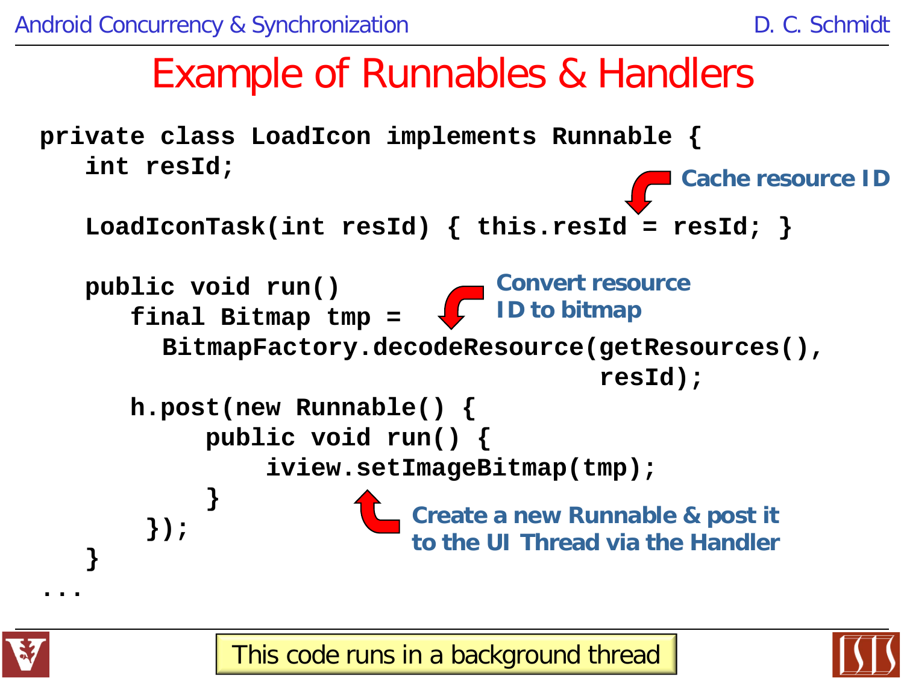# Example of Runnables & Handlers

```
private class LoadIcon implements Runnable {
   int resId;

   LoadIconTask(int resId) { this.resId = resId; }

   public void run()
      final Bitmap tmp =
        BitmapFactory.decodeResource(getResources(),
                                               resId);
      h.post(new Runnable() {
           public void run() {
               iview.setImageBitmap(tmp);
           }
       });
   }
...
```

Cache resource ID

Convert resource ID to bitmap

Create a new Runnable & post it to the UI Thread via the Handler

This code runs in a background thread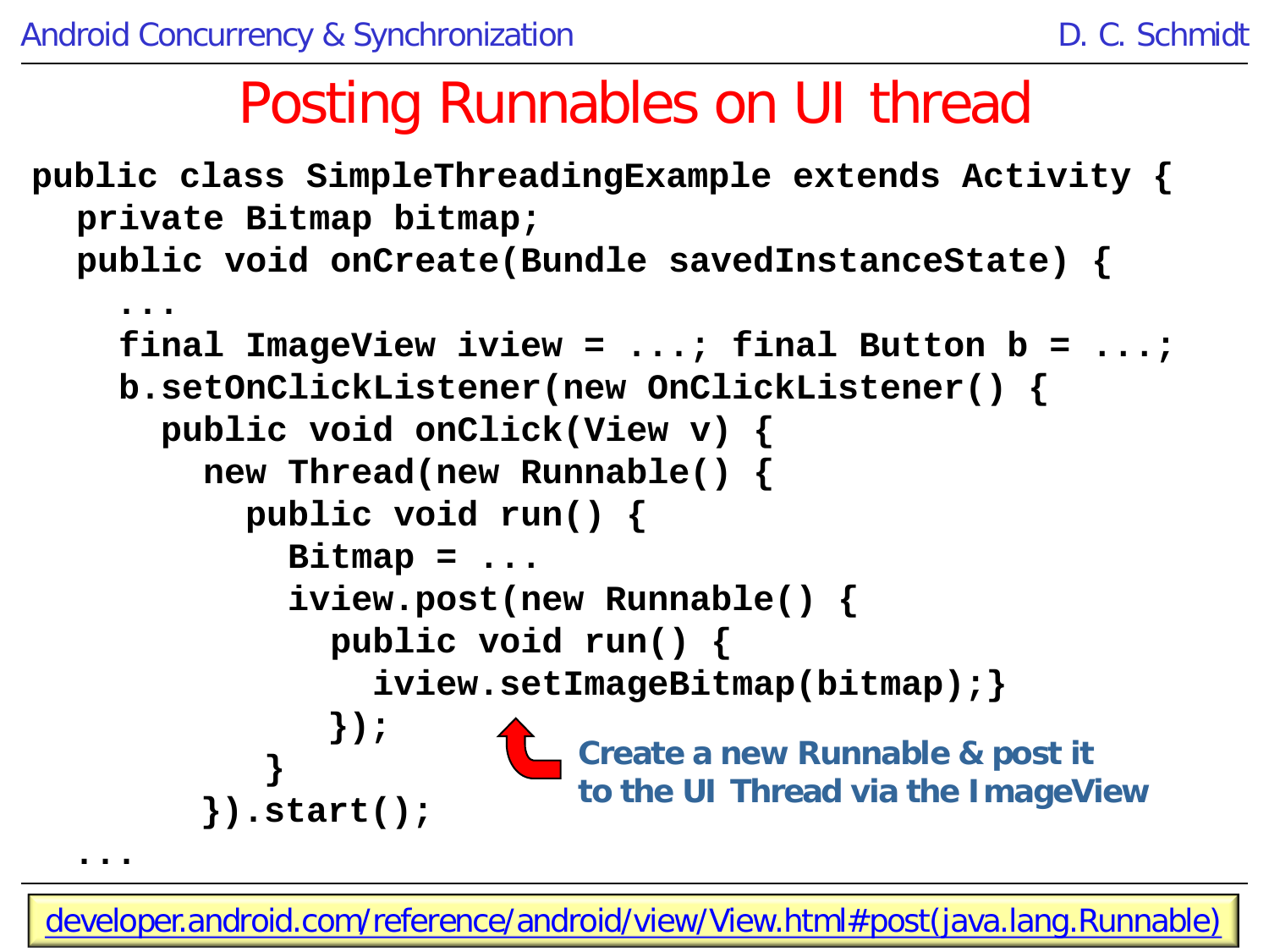# Posting Runnables on UI thread

```
public class SimpleThreadingExample extends Activity {
  private Bitmap bitmap;
  public void onCreate(Bundle savedInstanceState) {
    ...
    final ImageView iview = ...; final Button b = ...;
    b.setOnClickListener(new OnClickListener() {
      public void onClick(View v) {
        new Thread(new Runnable() {
          public void run() {
            Bitmap = ...
            iview.post(new Runnable() {
              public void run() {
                iview.setImageBitmap(bitmap);}
              });
          }
        }).start();
  ...
```

**Create a new Runnable & post it to the UI Thread via the ImageView**

developer.android.com/reference/android/view/View.html#post(java.lang.Runnable)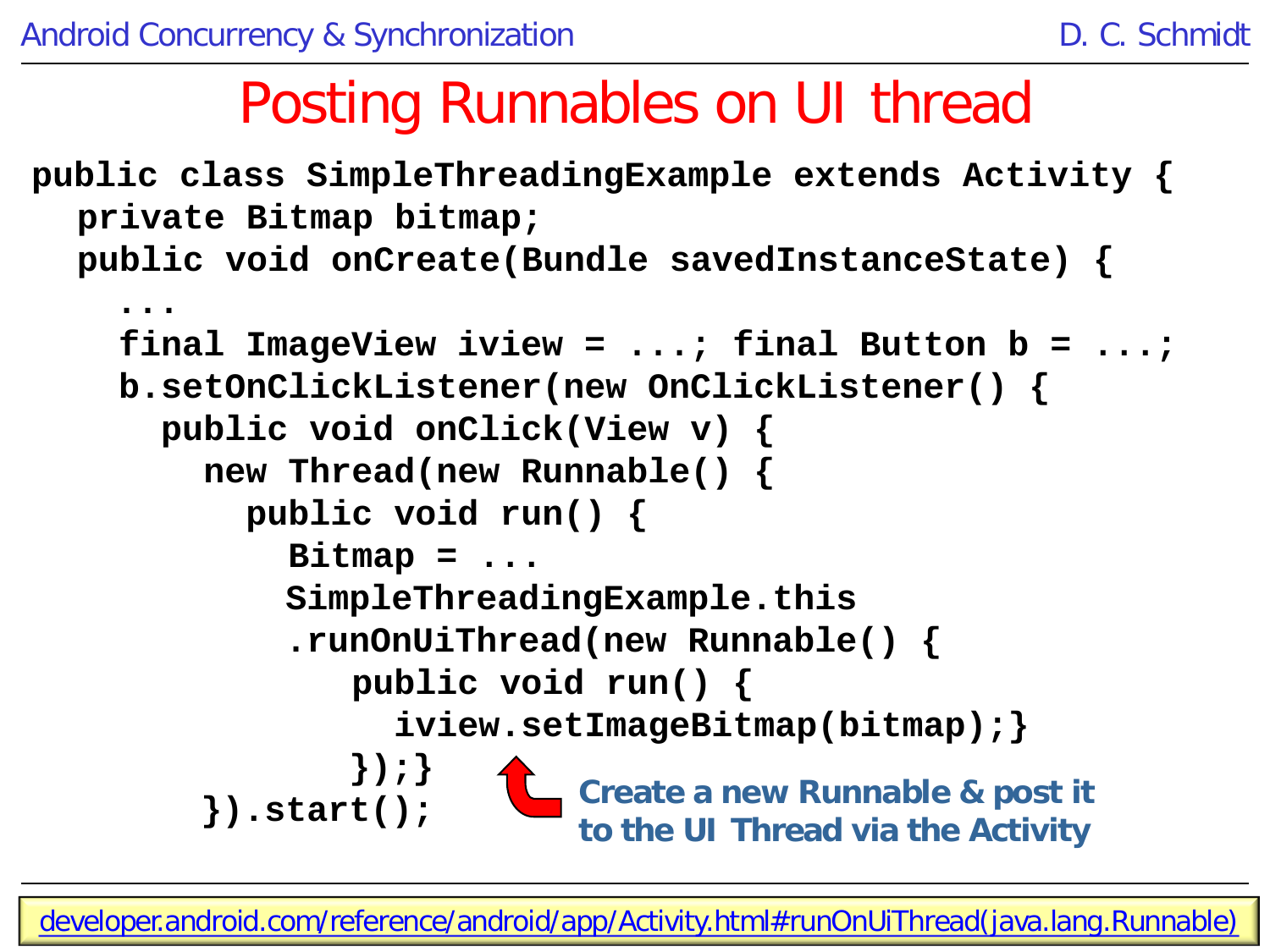# Posting Runnables on UI thread

```
public class SimpleThreadingExample extends Activity {
  private Bitmap bitmap;
  public void onCreate(Bundle savedInstanceState) {
    ...
    final ImageView iview = ...; final Button b = ...;
    b.setOnClickListener(new OnClickListener() {
      public void onClick(View v) {
        new Thread(new Runnable() {
          public void run() {
            Bitmap = ...
            SimpleThreadingExample.this
            .runOnUiThread(new Runnable() {
               public void run() {
                 iview.setImageBitmap(bitmap);}
               });}
        }).start();
```

**Create a new Runnable & post it to the UI Thread via the Activity**

developer.android.com/reference/android/app/Activity.html#runOnUiThread(java.lang.Runnable)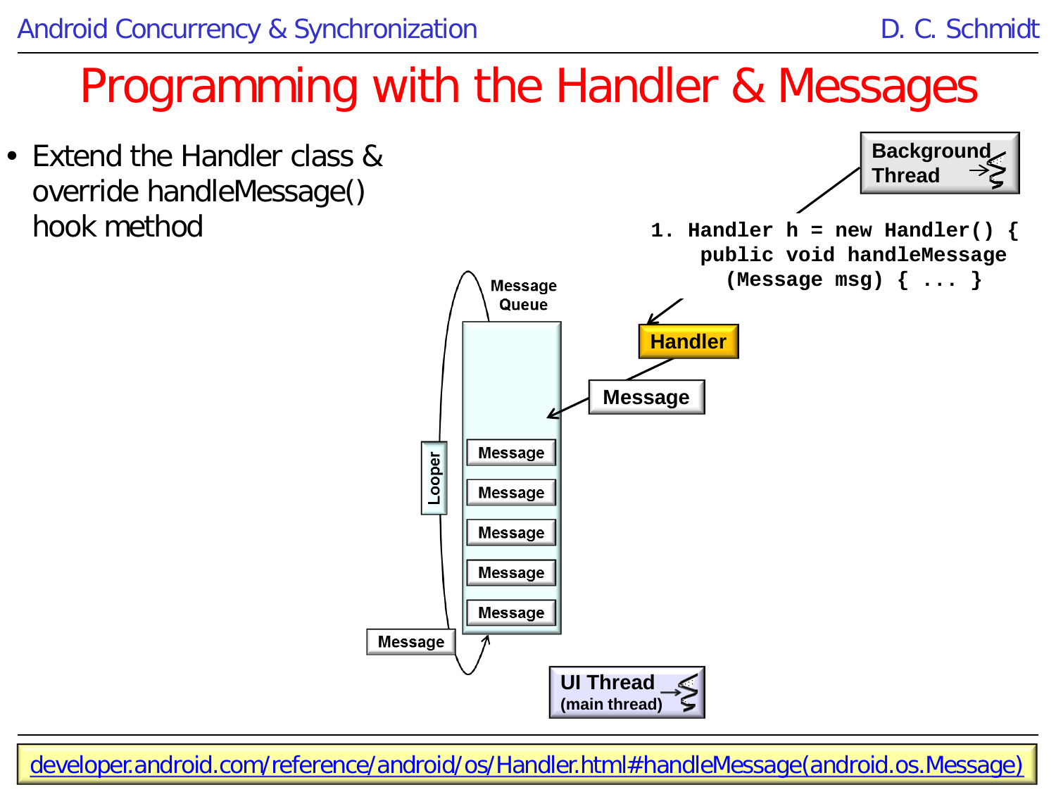# Programming with the Handler & Messages

- Extend the Handler class & override handleMessage() hook method

Background Thread

```
1. Handler h = new Handler() {
     public void handleMessage
       (Message msg) { ... }
```

Handler

Message

Message Queue

Looper

Message

Message

Message

Message

Message

Message

UI Thread (main thread)

developer.android.com/reference/android/os/Handler.html#handleMessage(android.os.Message)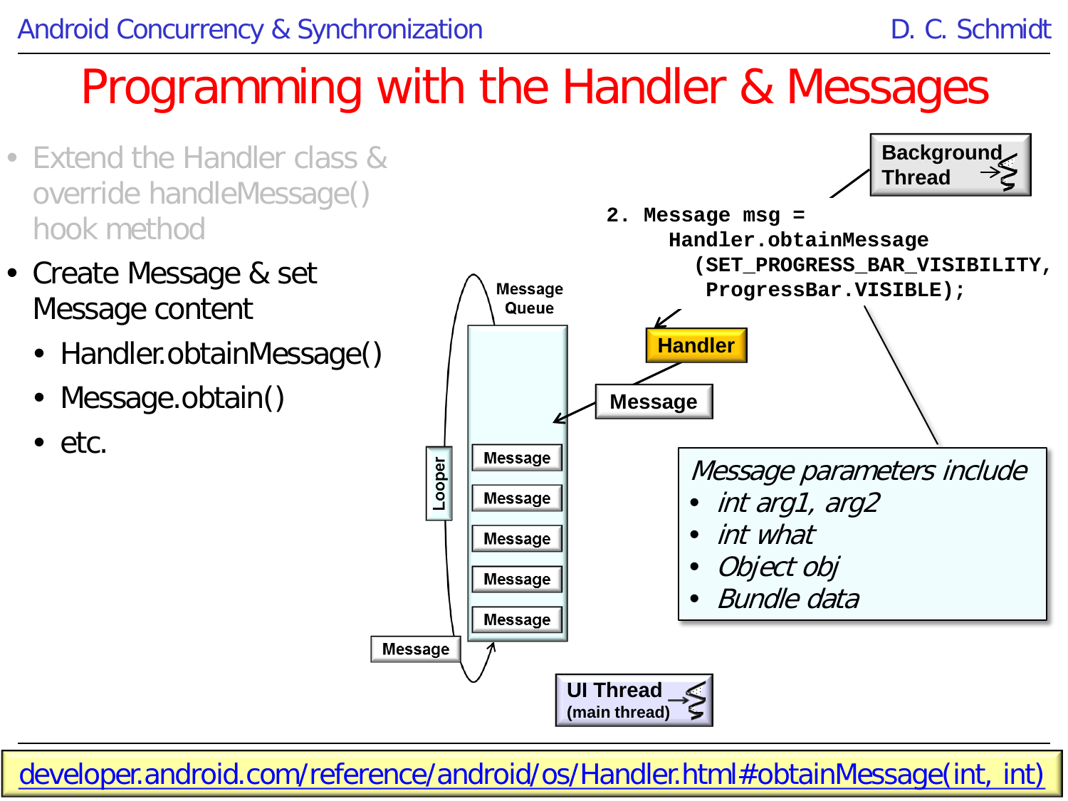# Programming with the Handler & Messages

- Extend the Handler class & override handleMessage() hook method
- Create Message & set Message content
  - Handler.obtainMessage()
  - Message.obtain()
  - etc.

Background Thread

```
2. Message msg =
     Handler.obtainMessage
       (SET_PROGRESS_BAR_VISIBILITY,
        ProgressBar.VISIBLE);
```

Handler

Message

Message Queue

Message

Message

Message

Message

Message

Looper

Message

UI Thread (main thread)

*Message parameters include*

- *int arg1, arg2*
- *int what*
- *Object obj*
- *Bundle data*

developer.android.com/reference/android/os/Handler.html#obtainMessage(int, int)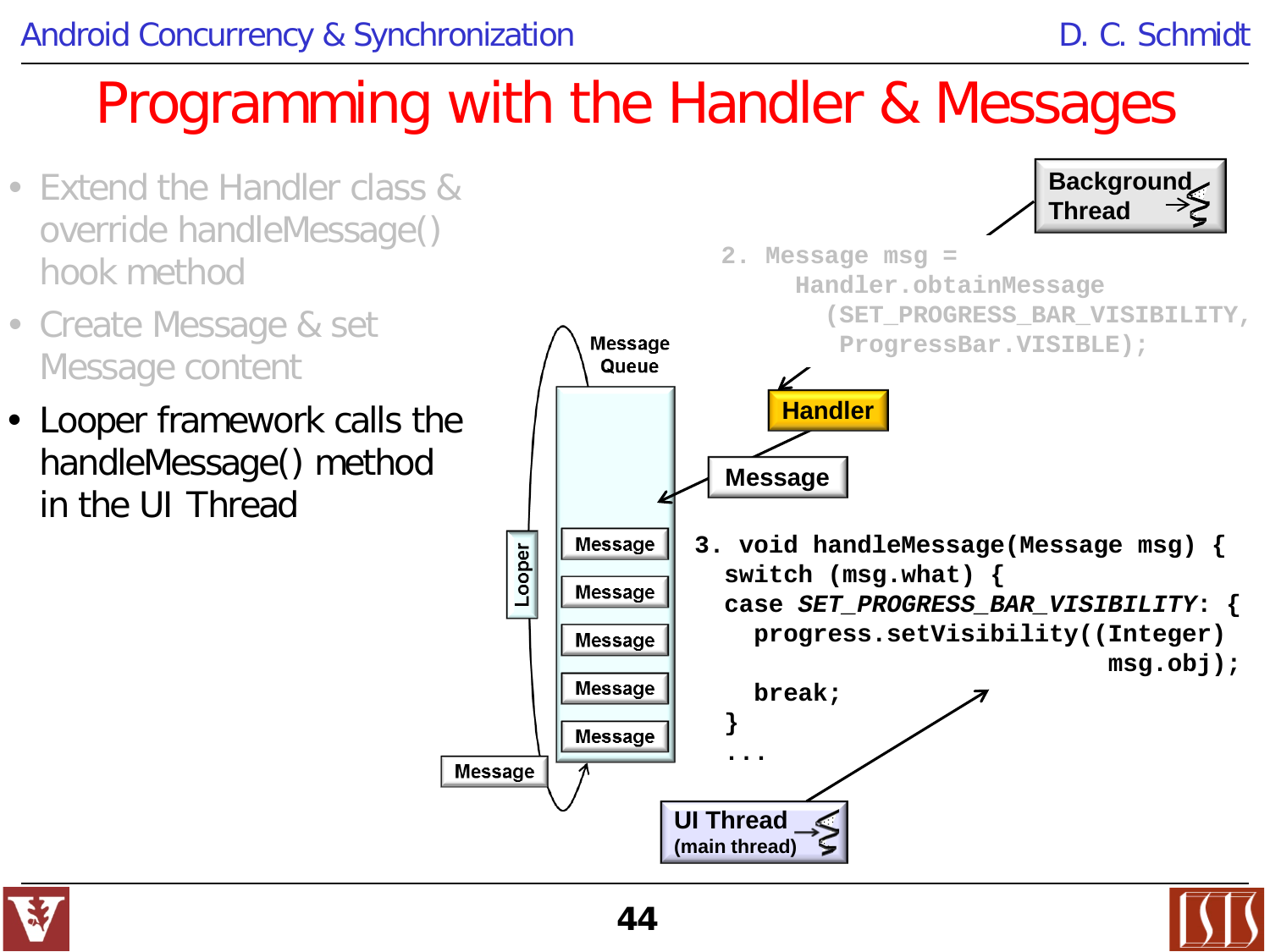# Programming with the Handler & Messages

- Extend the Handler class & override handleMessage() hook method
- Create Message & set Message content
- Looper framework calls the handleMessage() method in the UI Thread

Background Thread

```
2. Message msg =
     Handler.obtainMessage
        (SET_PROGRESS_BAR_VISIBILITY,
         ProgressBar.VISIBLE);
```

Handler

Message

Message Queue

Looper

Message

Message

Message

Message

Message

Message

```
3. void handleMessage(Message msg) {
     switch (msg.what) {
     case SET_PROGRESS_BAR_VISIBILITY: {
       progress.setVisibility((Integer)
                               msg.obj);
       break;
     }
     ...
```

UI Thread (main thread)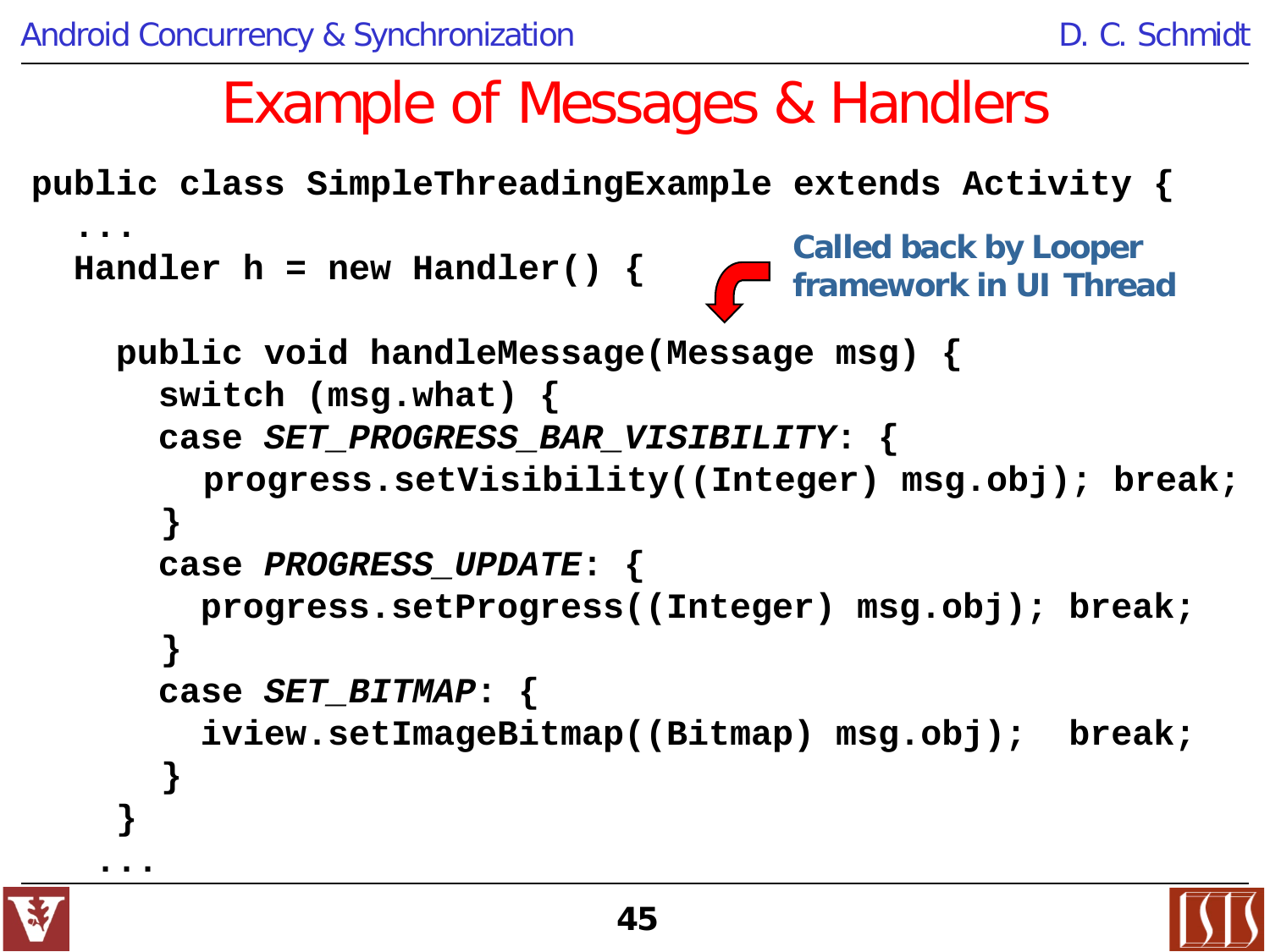# Example of Messages & Handlers

```
public class SimpleThreadingExample extends Activity {
  ...
  Handler h = new Handler() {

    public void handleMessage(Message msg) {
      switch (msg.what) {
      case SET_PROGRESS_BAR_VISIBILITY: {
        progress.setVisibility((Integer) msg.obj); break;
      }
      case PROGRESS_UPDATE: {
        progress.setProgress((Integer) msg.obj); break;
      }
      case SET_BITMAP: {
        iview.setImageBitmap((Bitmap) msg.obj);  break;
      }
    }
   ...
```

**Called back by Looper framework in UI Thread**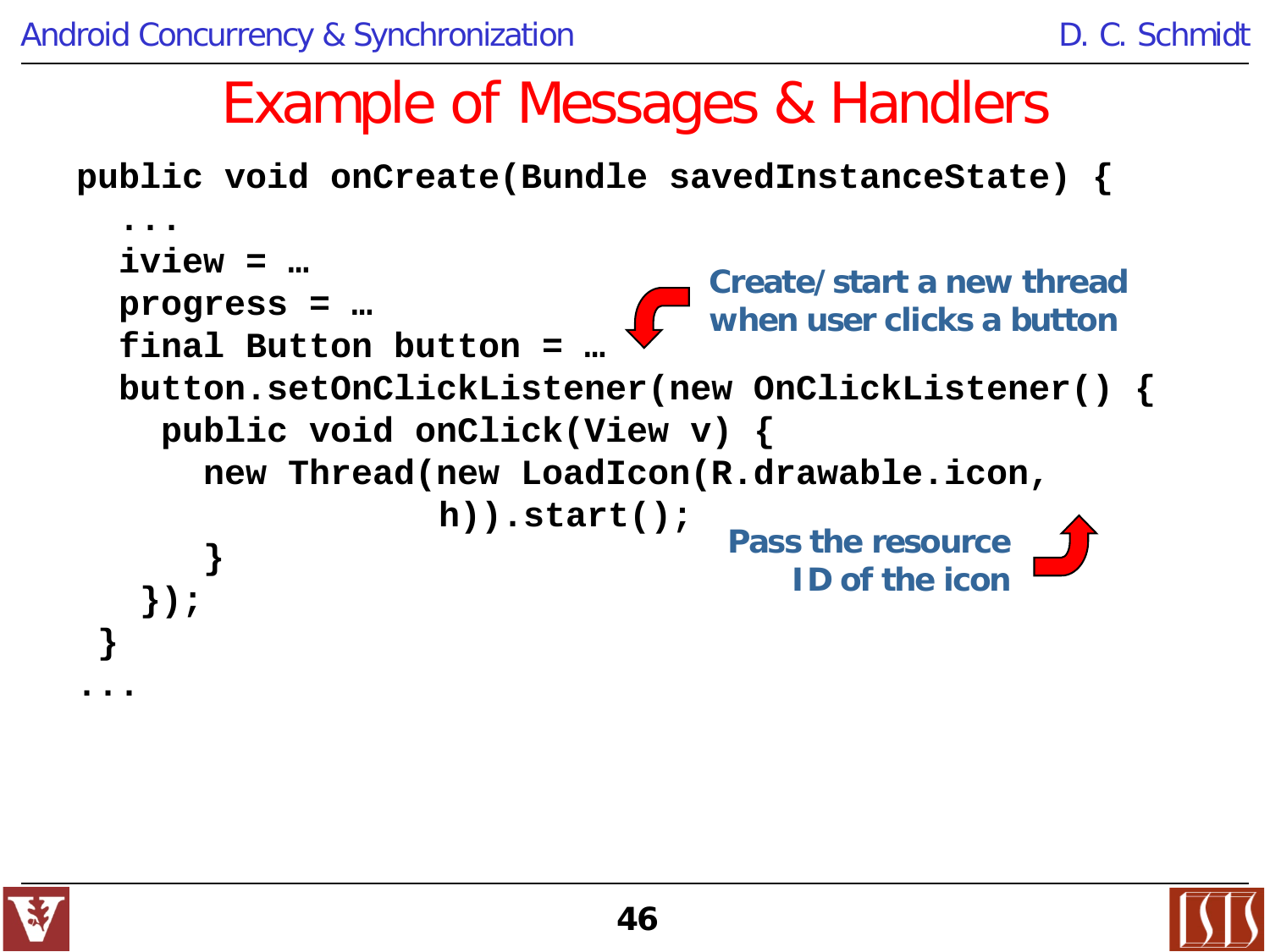# Example of Messages & Handlers

```
public void onCreate(Bundle savedInstanceState) {
  ...
  iview = …
  progress = …
  final Button button = …
  button.setOnClickListener(new OnClickListener() {
    public void onClick(View v) {
      new Thread(new LoadIcon(R.drawable.icon,
                     h)).start();
    }
  });
}
...
```

Create/start a new thread when user clicks a button

Pass the resource ID of the icon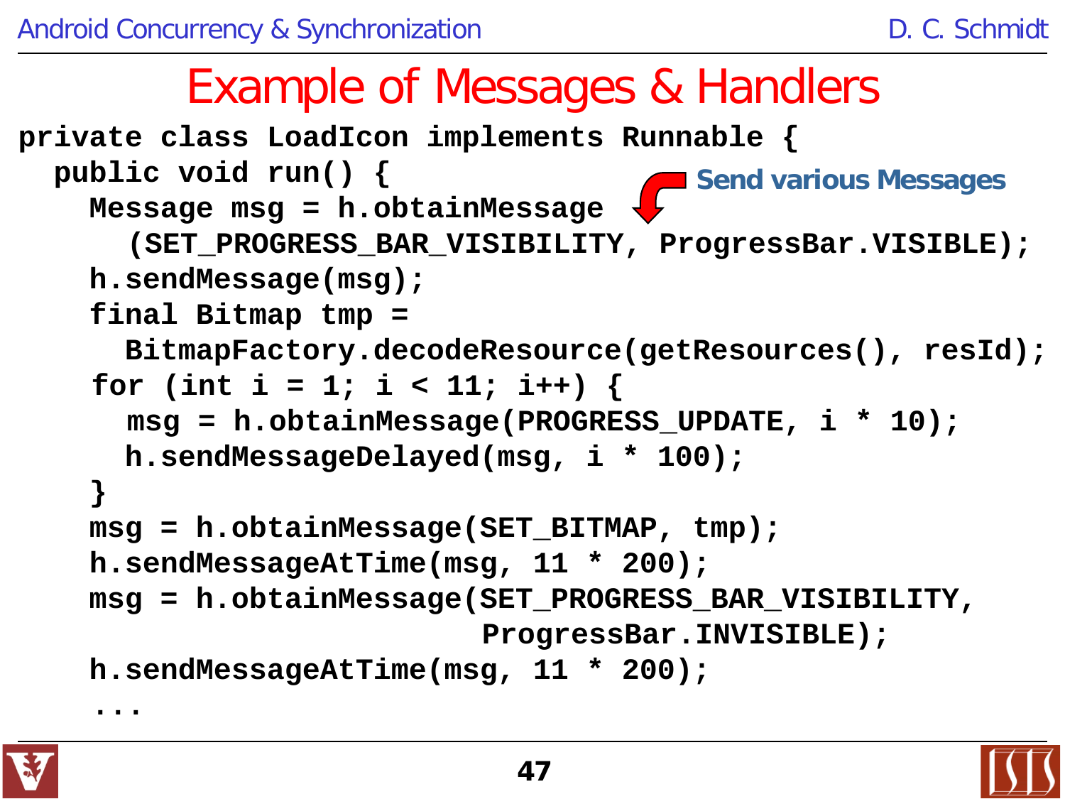# Example of Messages & Handlers

Send various Messages

```
private class LoadIcon implements Runnable {
  public void run() {
    Message msg = h.obtainMessage
      (SET_PROGRESS_BAR_VISIBILITY, ProgressBar.VISIBLE);
    h.sendMessage(msg);
    final Bitmap tmp =
      BitmapFactory.decodeResource(getResources(), resId);
    for (int i = 1; i < 11; i++) {
      msg = h.obtainMessage(PROGRESS_UPDATE, i * 10);
      h.sendMessageDelayed(msg, i * 100);
    }
    msg = h.obtainMessage(SET_BITMAP, tmp);
    h.sendMessageAtTime(msg, 11 * 200);
    msg = h.obtainMessage(SET_PROGRESS_BAR_VISIBILITY,
                          ProgressBar.INVISIBLE);
    h.sendMessageAtTime(msg, 11 * 200);
    ...
```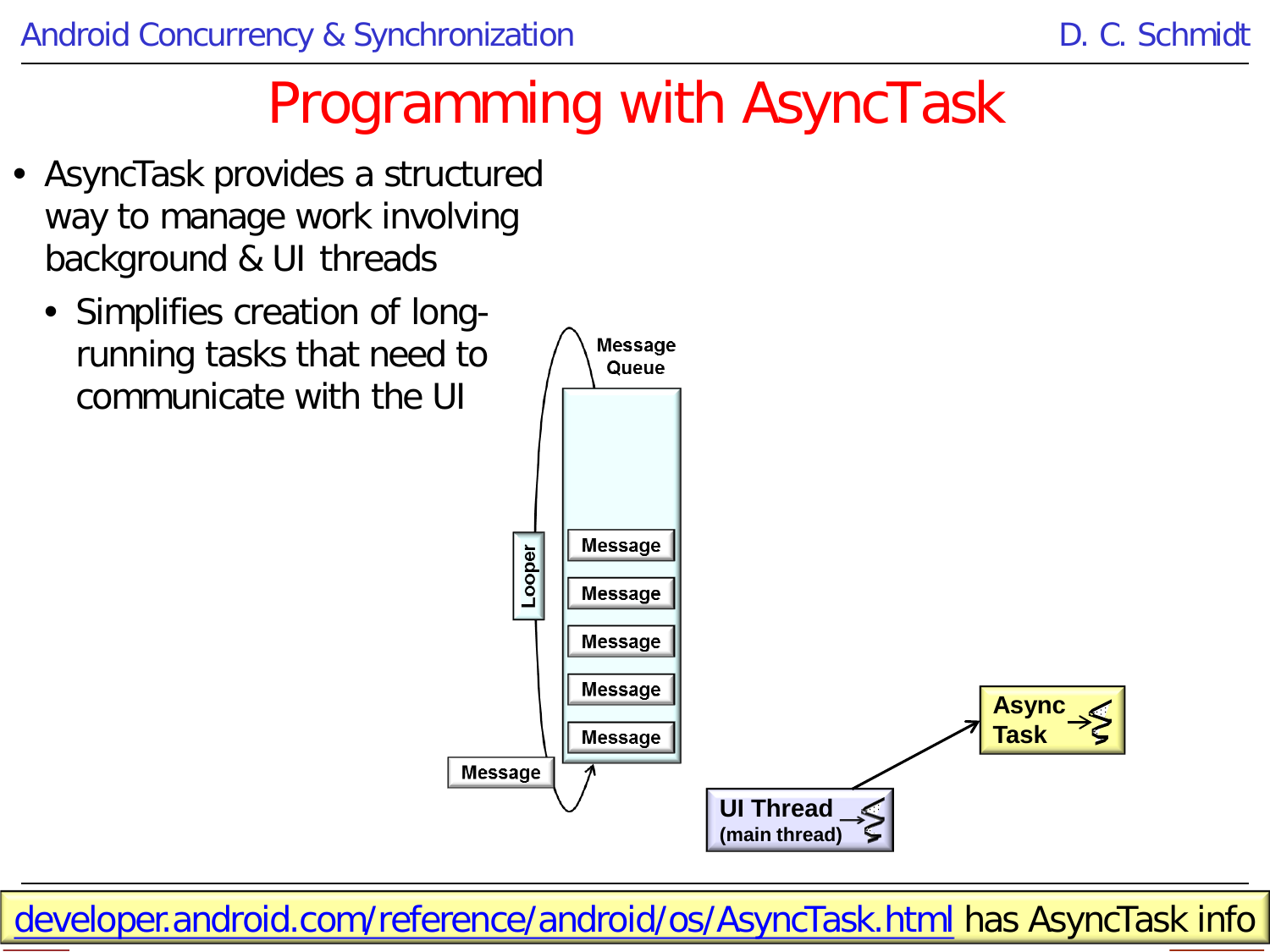# Programming with AsyncTask

- AsyncTask provides a structured way to manage work involving background & UI threads
  - Simplifies creation of long-running tasks that need to communicate with the UI

developer.android.com/reference/android/os/AsyncTask.html has AsyncTask info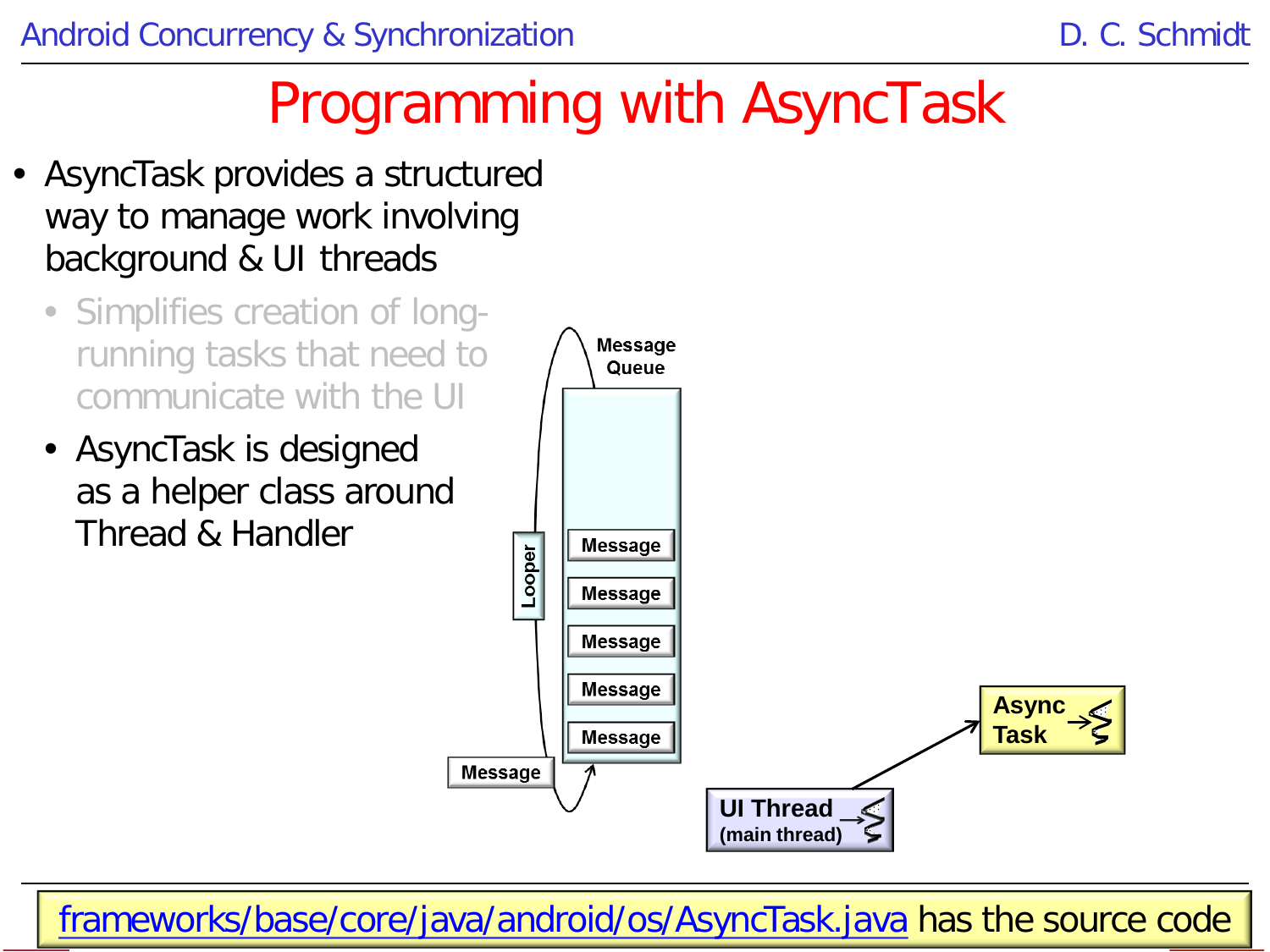# Programming with AsyncTask

- AsyncTask provides a structured way to manage work involving background & UI threads
  - Simplifies creation of long-running tasks that need to communicate with the UI
  - AsyncTask is designed as a helper class around Thread & Handler

frameworks/base/core/java/android/os/AsyncTask.java has the source code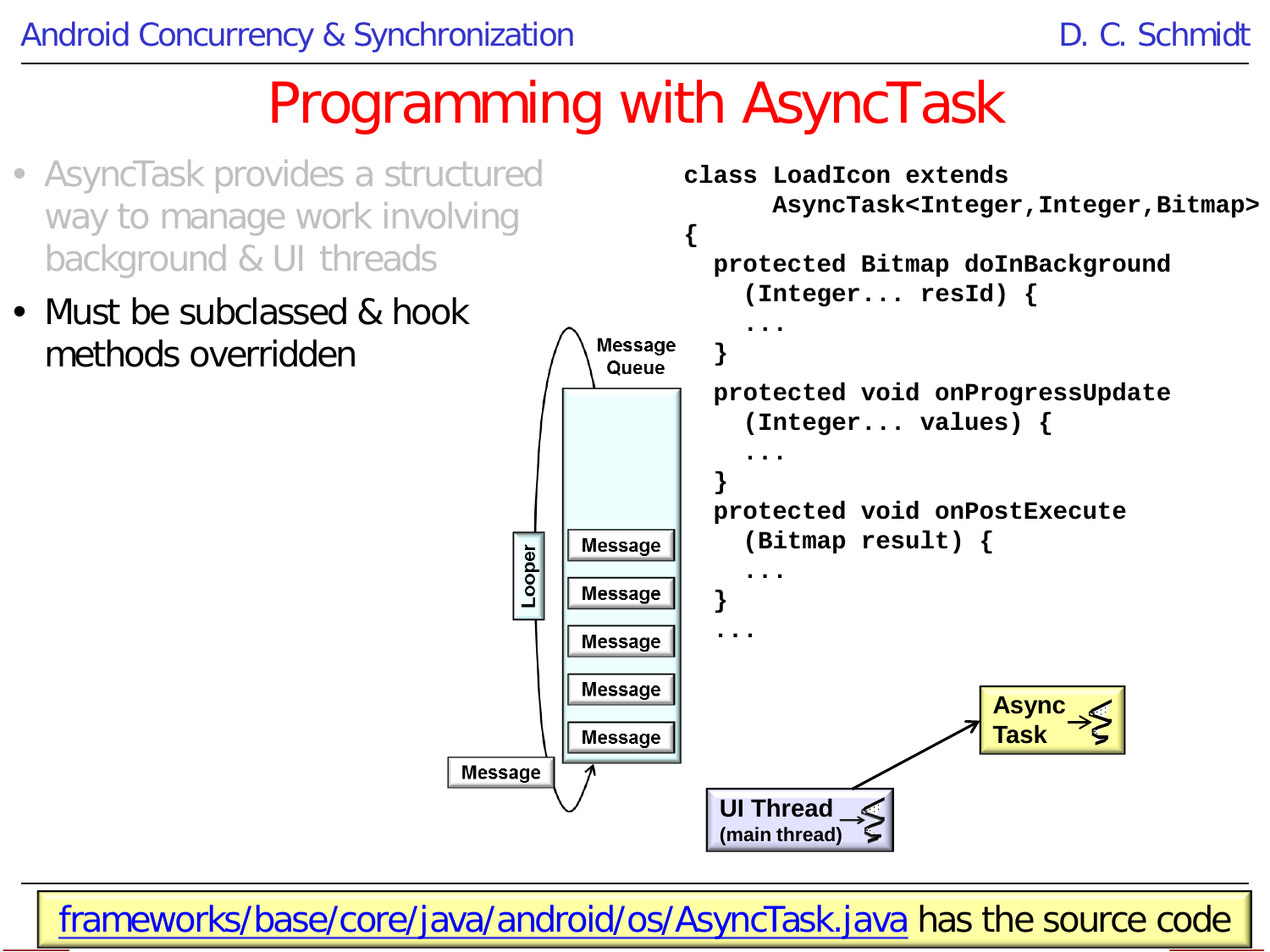# Programming with AsyncTask

- AsyncTask provides a structured way to manage work involving background & UI threads
- Must be subclassed & hook methods overridden

```
class LoadIcon extends
      AsyncTask<Integer,Integer,Bitmap>
{
  protected Bitmap doInBackground
    (Integer... resId) {
    ...
  }
  protected void onProgressUpdate
    (Integer... values) {
    ...
  }
  protected void onPostExecute
    (Bitmap result) {
    ...
  }
  ...
```

Message Queue

Looper

Message

Message

Message

Message

Message

Message

UI Thread (main thread)

Async Task

frameworks/base/core/java/android/os/AsyncTask.java has the source code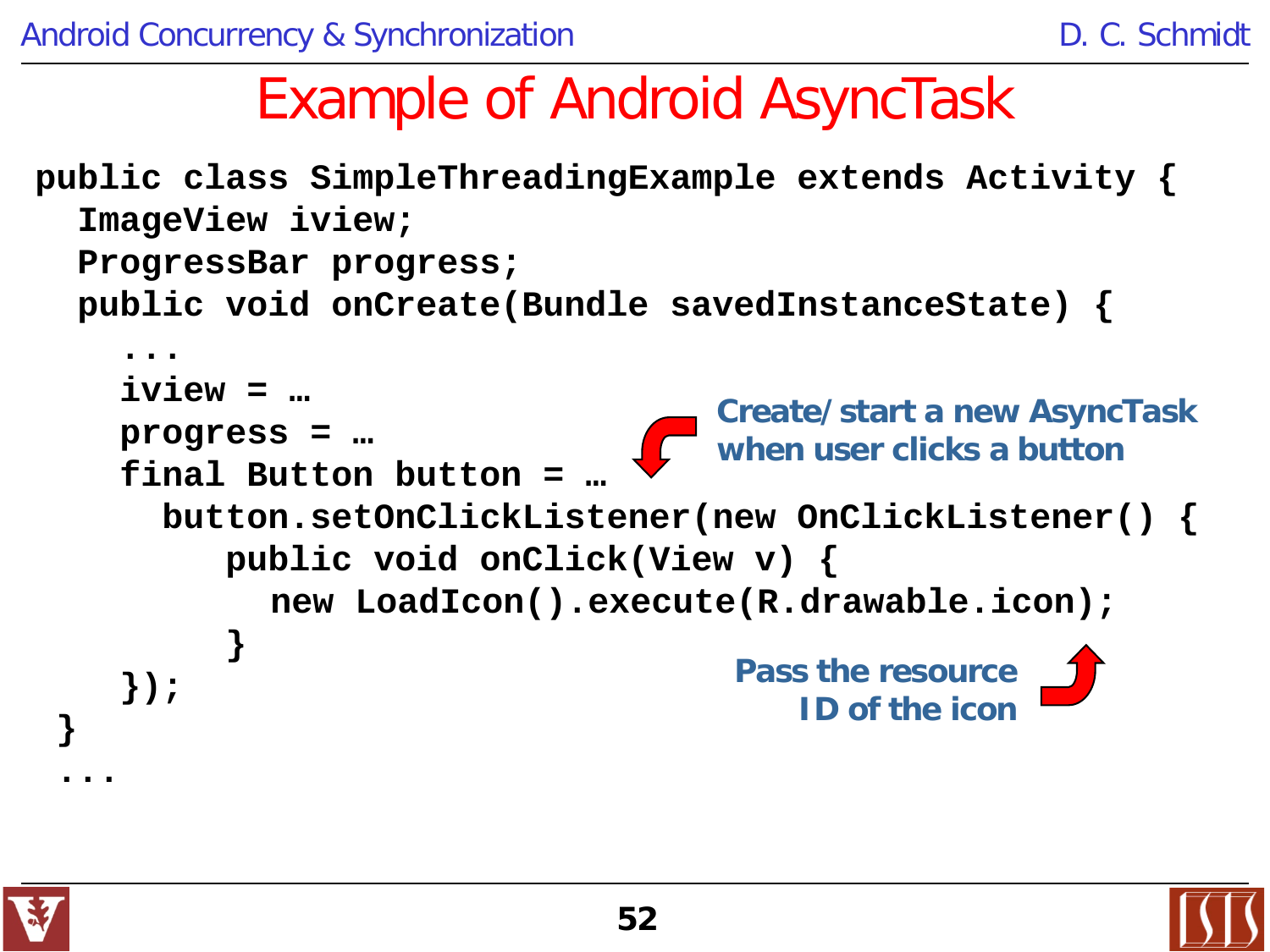# Example of Android AsyncTask

```
public class SimpleThreadingExample extends Activity {
  ImageView iview;
  ProgressBar progress;
  public void onCreate(Bundle savedInstanceState) {
    ...
    iview = …
    progress = …
    final Button button = …
      button.setOnClickListener(new OnClickListener() {
         public void onClick(View v) {
           new LoadIcon().execute(R.drawable.icon);
         }
    });
 }
 ...
```

Create/start a new AsyncTask when user clicks a button

Pass the resource ID of the icon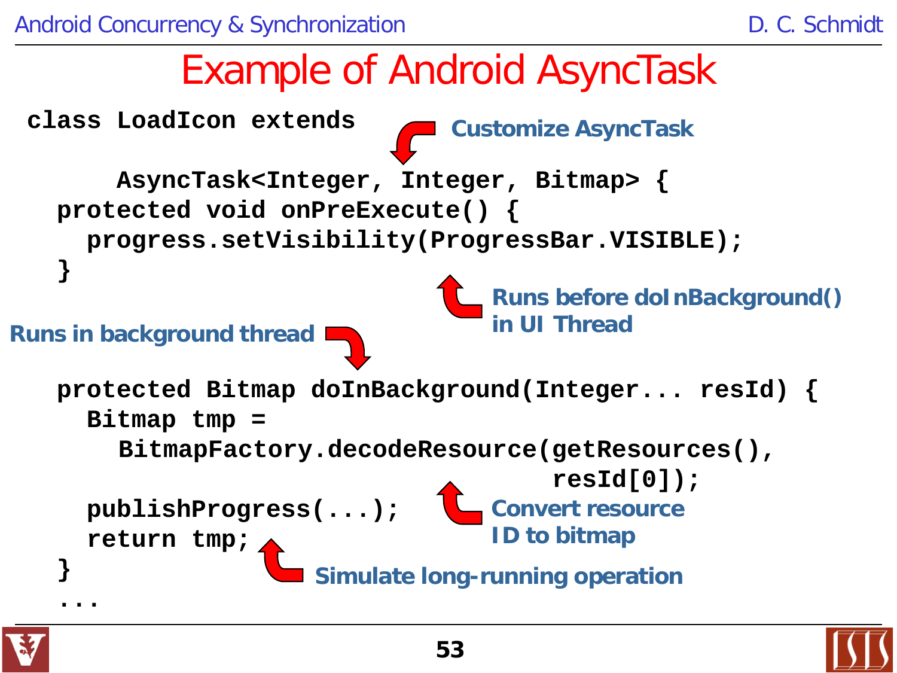# Example of Android AsyncTask

```
class LoadIcon extends
      AsyncTask<Integer, Integer, Bitmap> {
  protected void onPreExecute() {
    progress.setVisibility(ProgressBar.VISIBLE);
  }

  protected Bitmap doInBackground(Integer... resId) {
    Bitmap tmp =
      BitmapFactory.decodeResource(getResources(),
                                   resId[0]);
    publishProgress(...);
    return tmp;
  }
  ...
```

- **Customize AsyncTask**
- **Runs before doInBackground() in UI Thread**
- **Runs in background thread**
- **Convert resource ID to bitmap**
- **Simulate long-running operation**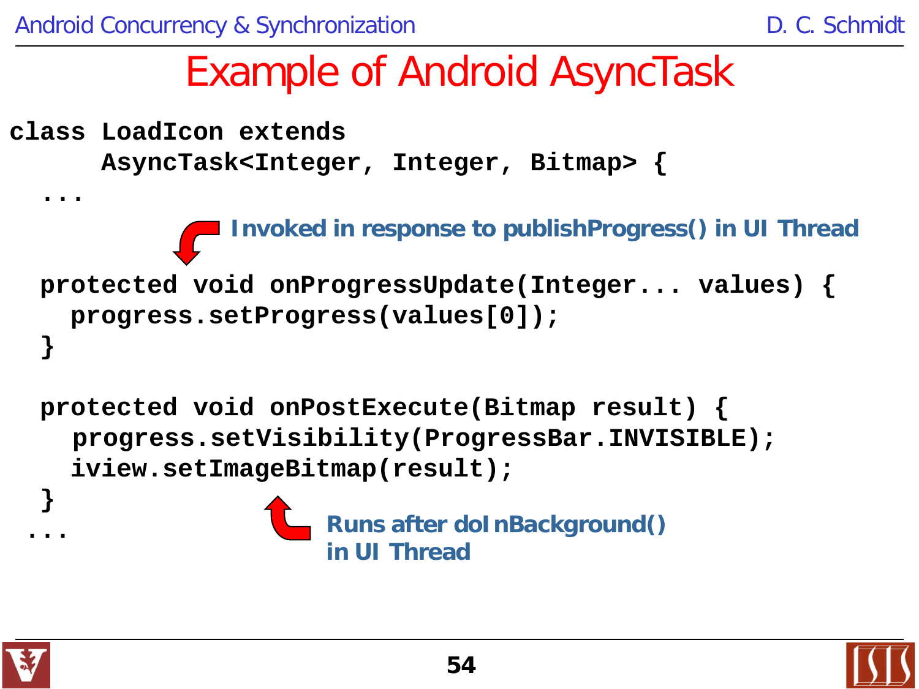# Example of Android AsyncTask

```
class LoadIcon extends
      AsyncTask<Integer, Integer, Bitmap> {
  ...

  protected void onProgressUpdate(Integer... values) {
    progress.setProgress(values[0]);
  }

  protected void onPostExecute(Bitmap result) {
    progress.setVisibility(ProgressBar.INVISIBLE);
    iview.setImageBitmap(result);
  }
 ...
```

**Invoked in response to publishProgress() in UI Thread**

**Runs after doInBackground() in UI Thread**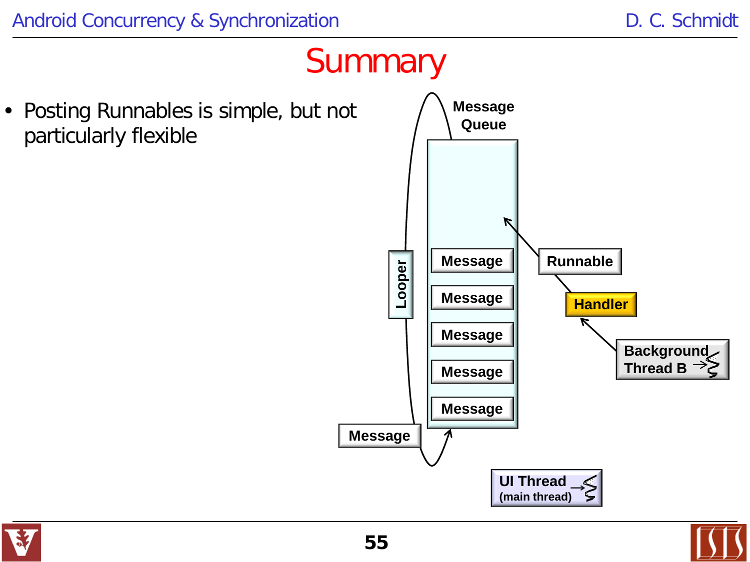# Summary

- Posting Runnables is simple, but not particularly flexible

Message Queue

Looper

Message

Message

Message

Message

Message

Message

Runnable

Handler

Background Thread B

UI Thread (main thread)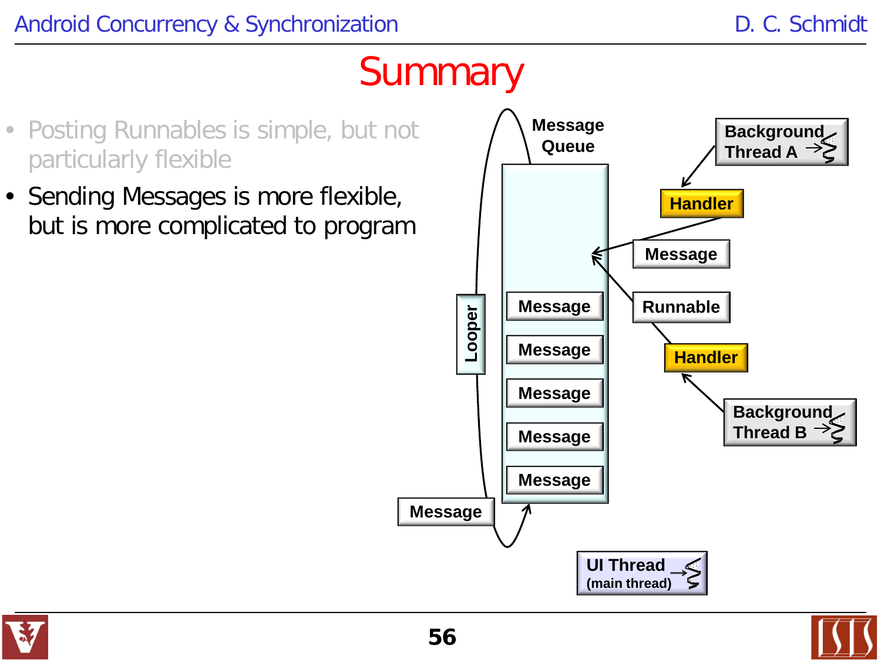# Summary

- Posting Runnables is simple, but not particularly flexible
- Sending Messages is more flexible, but is more complicated to program

Message Queue

Background Thread A

Handler

Message

Runnable

Handler

Background Thread B

Looper

Message

Message

Message

Message

Message

Message

UI Thread (main thread)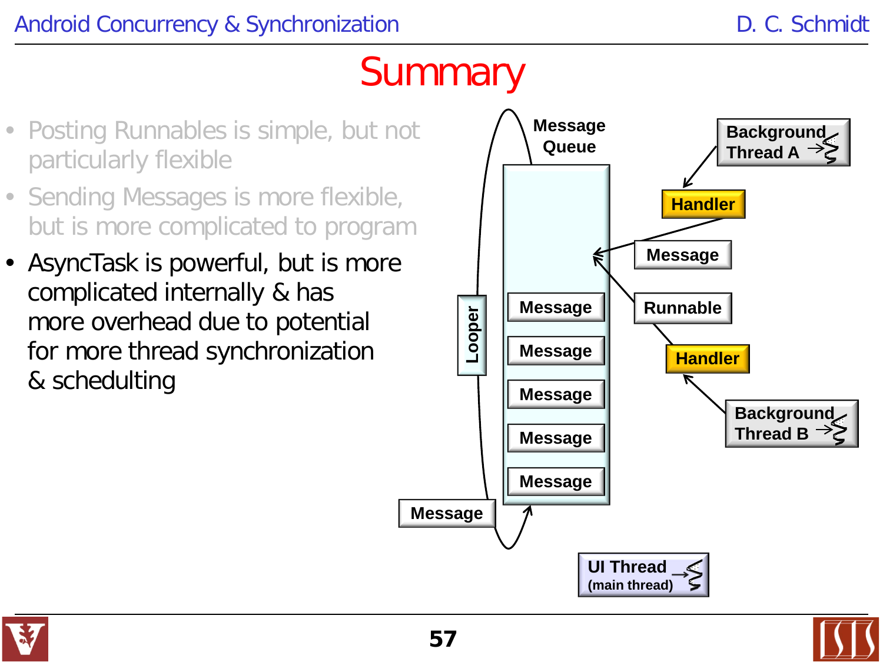# Summary

- Posting Runnables is simple, but not particularly flexible
- Sending Messages is more flexible, but is more complicated to program
- AsyncTask is powerful, but is more complicated internally & has more overhead due to potential for more thread synchronization & schedulting

Message Queue

Background Thread A

Handler

Message

Runnable

Handler

Background Thread B

Looper

Message

Message

Message

Message

Message

Message

UI Thread (main thread)